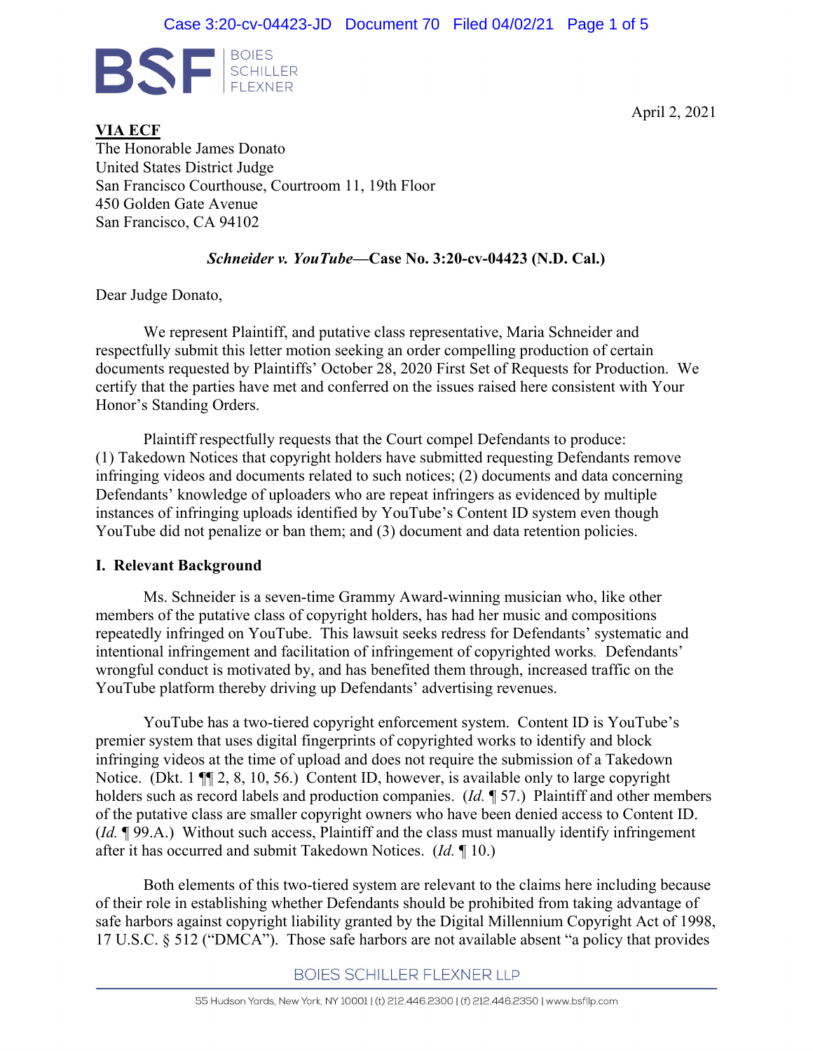BOIES SCHILLER FLEXNER

April 2, 2021

**VIA ECF**
The Honorable James Donato
United States District Judge
San Francisco Courthouse, Courtroom 11, 19th Floor
450 Golden Gate Avenue
San Francisco, CA 94102

***Schneider v. YouTube*—Case No. 3:20-cv-04423 (N.D. Cal.)**

Dear Judge Donato,

We represent Plaintiff, and putative class representative, Maria Schneider and respectfully submit this letter motion seeking an order compelling production of certain documents requested by Plaintiffs' October 28, 2020 First Set of Requests for Production. We certify that the parties have met and conferred on the issues raised here consistent with Your Honor's Standing Orders.

Plaintiff respectfully requests that the Court compel Defendants to produce: (1) Takedown Notices that copyright holders have submitted requesting Defendants remove infringing videos and documents related to such notices; (2) documents and data concerning Defendants' knowledge of uploaders who are repeat infringers as evidenced by multiple instances of infringing uploads identified by YouTube's Content ID system even though YouTube did not penalize or ban them; and (3) document and data retention policies.

## I. Relevant Background

Ms. Schneider is a seven-time Grammy Award-winning musician who, like other members of the putative class of copyright holders, has had her music and compositions repeatedly infringed on YouTube. This lawsuit seeks redress for Defendants' systematic and intentional infringement and facilitation of infringement of copyrighted works. Defendants' wrongful conduct is motivated by, and has benefited them through, increased traffic on the YouTube platform thereby driving up Defendants' advertising revenues.

YouTube has a two-tiered copyright enforcement system. Content ID is YouTube's premier system that uses digital fingerprints of copyrighted works to identify and block infringing videos at the time of upload and does not require the submission of a Takedown Notice. (Dkt. 1 ¶¶ 2, 8, 10, 56.) Content ID, however, is available only to large copyright holders such as record labels and production companies. (*Id.* ¶ 57.) Plaintiff and other members of the putative class are smaller copyright owners who have been denied access to Content ID. (*Id.* ¶ 99.A.) Without such access, Plaintiff and the class must manually identify infringement after it has occurred and submit Takedown Notices. (*Id.* ¶ 10.)

Both elements of this two-tiered system are relevant to the claims here including because of their role in establishing whether Defendants should be prohibited from taking advantage of safe harbors against copyright liability granted by the Digital Millennium Copyright Act of 1998, 17 U.S.C. § 512 ("DMCA"). Those safe harbors are not available absent "a policy that provides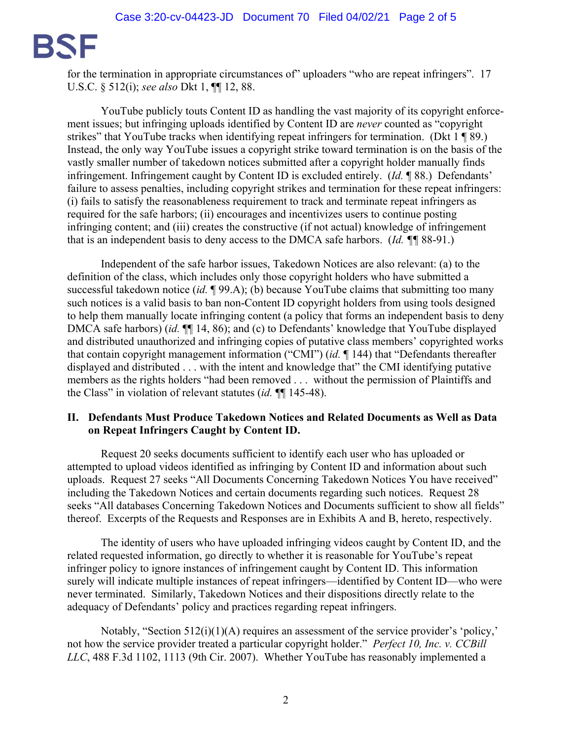for the termination in appropriate circumstances of" uploaders "who are repeat infringers". 17 U.S.C. § 512(i); *see also* Dkt 1, ¶¶ 12, 88.

YouTube publicly touts Content ID as handling the vast majority of its copyright enforcement issues; but infringing uploads identified by Content ID are *never* counted as "copyright strikes" that YouTube tracks when identifying repeat infringers for termination. (Dkt 1 ¶ 89.) Instead, the only way YouTube issues a copyright strike toward termination is on the basis of the vastly smaller number of takedown notices submitted after a copyright holder manually finds infringement. Infringement caught by Content ID is excluded entirely. (*Id.* ¶ 88.) Defendants' failure to assess penalties, including copyright strikes and termination for these repeat infringers: (i) fails to satisfy the reasonableness requirement to track and terminate repeat infringers as required for the safe harbors; (ii) encourages and incentivizes users to continue posting infringing content; and (iii) creates the constructive (if not actual) knowledge of infringement that is an independent basis to deny access to the DMCA safe harbors. (*Id.* ¶¶ 88-91.)

Independent of the safe harbor issues, Takedown Notices are also relevant: (a) to the definition of the class, which includes only those copyright holders who have submitted a successful takedown notice (*id.* ¶ 99.A); (b) because YouTube claims that submitting too many such notices is a valid basis to ban non-Content ID copyright holders from using tools designed to help them manually locate infringing content (a policy that forms an independent basis to deny DMCA safe harbors) (*id.* ¶¶ 14, 86); and (c) to Defendants' knowledge that YouTube displayed and distributed unauthorized and infringing copies of putative class members' copyrighted works that contain copyright management information ("CMI") (*id.* ¶ 144) that "Defendants thereafter displayed and distributed . . . with the intent and knowledge that" the CMI identifying putative members as the rights holders "had been removed . . . without the permission of Plaintiffs and the Class" in violation of relevant statutes (*id.* ¶¶ 145-48).

## II. Defendants Must Produce Takedown Notices and Related Documents as Well as Data on Repeat Infringers Caught by Content ID.

Request 20 seeks documents sufficient to identify each user who has uploaded or attempted to upload videos identified as infringing by Content ID and information about such uploads. Request 27 seeks "All Documents Concerning Takedown Notices You have received" including the Takedown Notices and certain documents regarding such notices. Request 28 seeks "All databases Concerning Takedown Notices and Documents sufficient to show all fields" thereof. Excerpts of the Requests and Responses are in Exhibits A and B, hereto, respectively.

The identity of users who have uploaded infringing videos caught by Content ID, and the related requested information, go directly to whether it is reasonable for YouTube's repeat infringer policy to ignore instances of infringement caught by Content ID. This information surely will indicate multiple instances of repeat infringers—identified by Content ID—who were never terminated. Similarly, Takedown Notices and their dispositions directly relate to the adequacy of Defendants' policy and practices regarding repeat infringers.

Notably, "Section 512(i)(1)(A) requires an assessment of the service provider's 'policy,' not how the service provider treated a particular copyright holder." *Perfect 10, Inc. v. CCBill LLC*, 488 F.3d 1102, 1113 (9th Cir. 2007). Whether YouTube has reasonably implemented a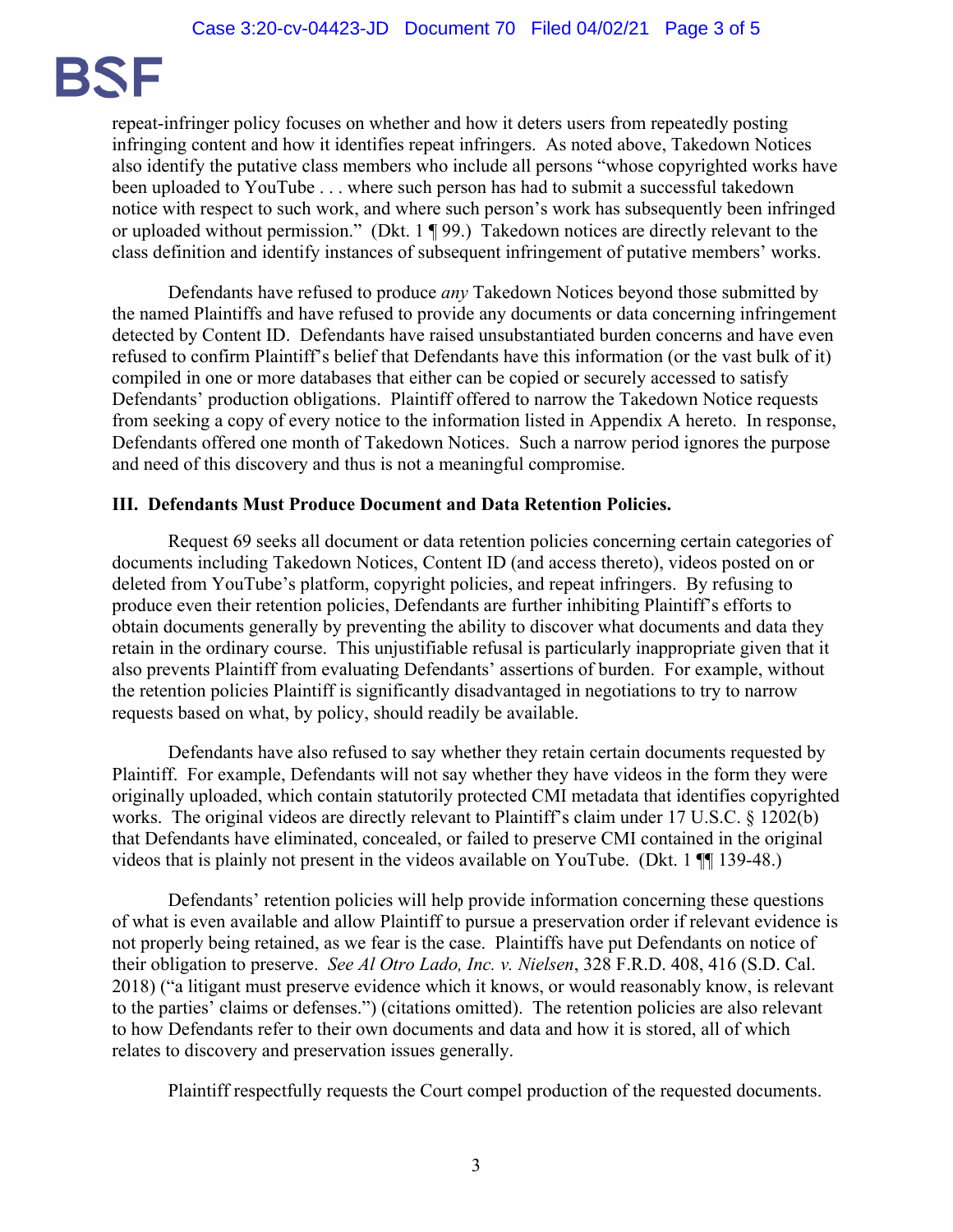repeat-infringer policy focuses on whether and how it deters users from repeatedly posting infringing content and how it identifies repeat infringers. As noted above, Takedown Notices also identify the putative class members who include all persons "whose copyrighted works have been uploaded to YouTube . . . where such person has had to submit a successful takedown notice with respect to such work, and where such person's work has subsequently been infringed or uploaded without permission." (Dkt. 1 ¶ 99.) Takedown notices are directly relevant to the class definition and identify instances of subsequent infringement of putative members' works.

Defendants have refused to produce *any* Takedown Notices beyond those submitted by the named Plaintiffs and have refused to provide any documents or data concerning infringement detected by Content ID. Defendants have raised unsubstantiated burden concerns and have even refused to confirm Plaintiff's belief that Defendants have this information (or the vast bulk of it) compiled in one or more databases that either can be copied or securely accessed to satisfy Defendants' production obligations. Plaintiff offered to narrow the Takedown Notice requests from seeking a copy of every notice to the information listed in Appendix A hereto. In response, Defendants offered one month of Takedown Notices. Such a narrow period ignores the purpose and need of this discovery and thus is not a meaningful compromise.

### III. Defendants Must Produce Document and Data Retention Policies.

Request 69 seeks all document or data retention policies concerning certain categories of documents including Takedown Notices, Content ID (and access thereto), videos posted on or deleted from YouTube's platform, copyright policies, and repeat infringers. By refusing to produce even their retention policies, Defendants are further inhibiting Plaintiff's efforts to obtain documents generally by preventing the ability to discover what documents and data they retain in the ordinary course. This unjustifiable refusal is particularly inappropriate given that it also prevents Plaintiff from evaluating Defendants' assertions of burden. For example, without the retention policies Plaintiff is significantly disadvantaged in negotiations to try to narrow requests based on what, by policy, should readily be available.

Defendants have also refused to say whether they retain certain documents requested by Plaintiff. For example, Defendants will not say whether they have videos in the form they were originally uploaded, which contain statutorily protected CMI metadata that identifies copyrighted works. The original videos are directly relevant to Plaintiff's claim under 17 U.S.C. § 1202(b) that Defendants have eliminated, concealed, or failed to preserve CMI contained in the original videos that is plainly not present in the videos available on YouTube. (Dkt. 1 ¶¶ 139-48.)

Defendants' retention policies will help provide information concerning these questions of what is even available and allow Plaintiff to pursue a preservation order if relevant evidence is not properly being retained, as we fear is the case. Plaintiffs have put Defendants on notice of their obligation to preserve. *See Al Otro Lado, Inc. v. Nielsen*, 328 F.R.D. 408, 416 (S.D. Cal. 2018) ("a litigant must preserve evidence which it knows, or would reasonably know, is relevant to the parties' claims or defenses.") (citations omitted). The retention policies are also relevant to how Defendants refer to their own documents and data and how it is stored, all of which relates to discovery and preservation issues generally.

Plaintiff respectfully requests the Court compel production of the requested documents.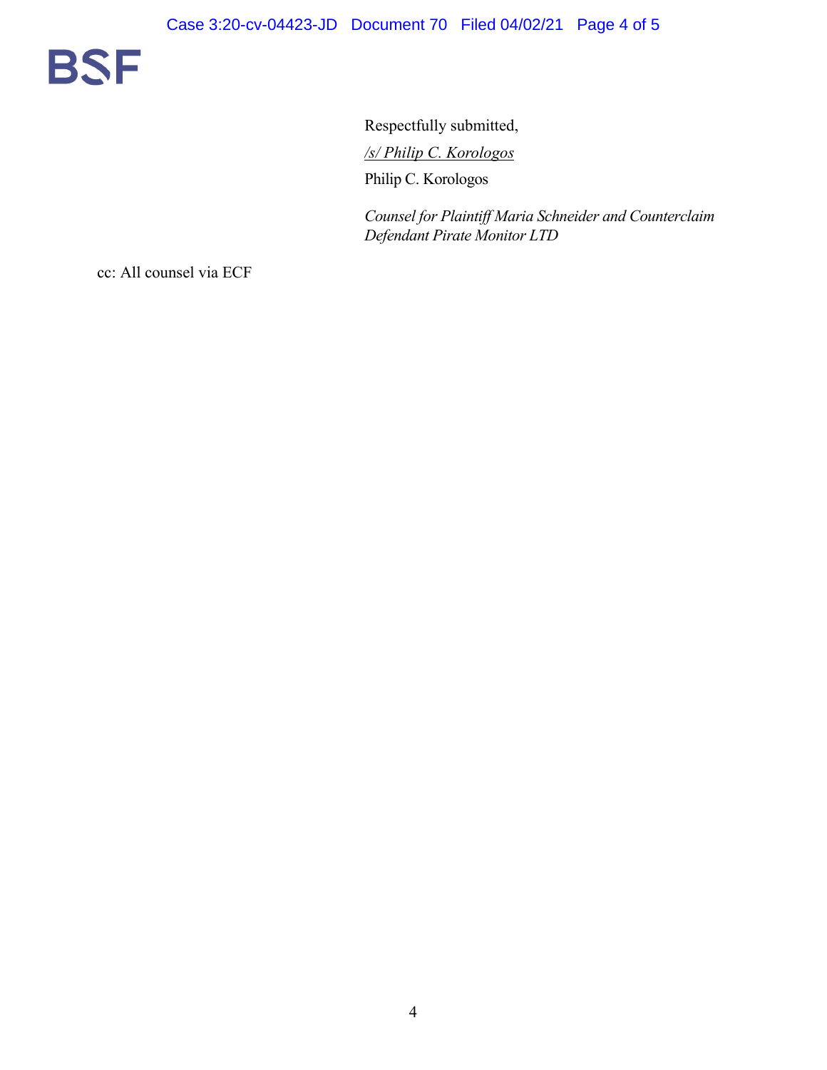Respectfully submitted,

*/s/ Philip C. Korologos*

Philip C. Korologos

*Counsel for Plaintiff Maria Schneider and Counterclaim Defendant Pirate Monitor LTD*

cc: All counsel via ECF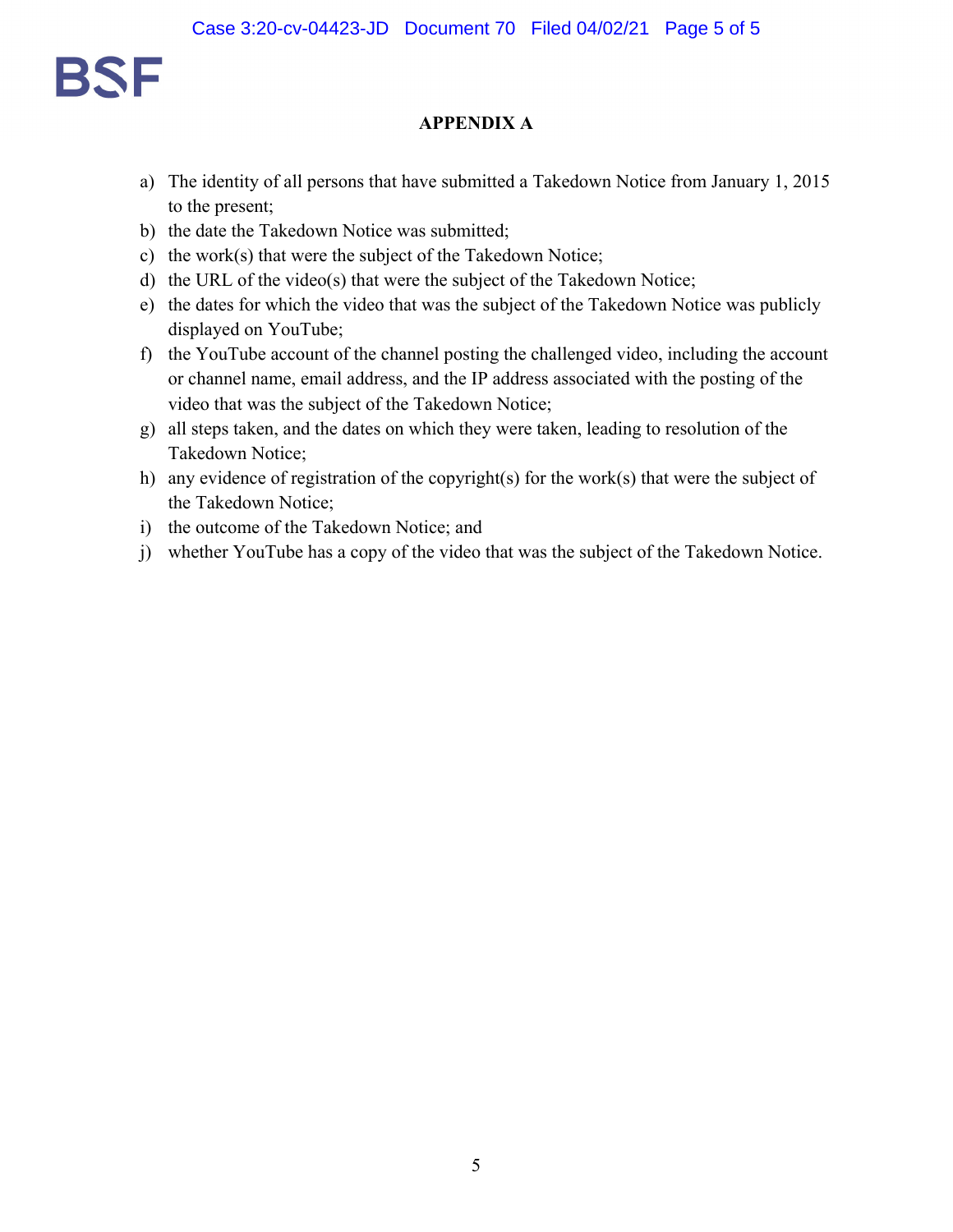BSF

**APPENDIX A**

a) The identity of all persons that have submitted a Takedown Notice from January 1, 2015 to the present;
b) the date the Takedown Notice was submitted;
c) the work(s) that were the subject of the Takedown Notice;
d) the URL of the video(s) that were the subject of the Takedown Notice;
e) the dates for which the video that was the subject of the Takedown Notice was publicly displayed on YouTube;
f) the YouTube account of the channel posting the challenged video, including the account or channel name, email address, and the IP address associated with the posting of the video that was the subject of the Takedown Notice;
g) all steps taken, and the dates on which they were taken, leading to resolution of the Takedown Notice;
h) any evidence of registration of the copyright(s) for the work(s) that were the subject of the Takedown Notice;
i) the outcome of the Takedown Notice; and
j) whether YouTube has a copy of the video that was the subject of the Takedown Notice.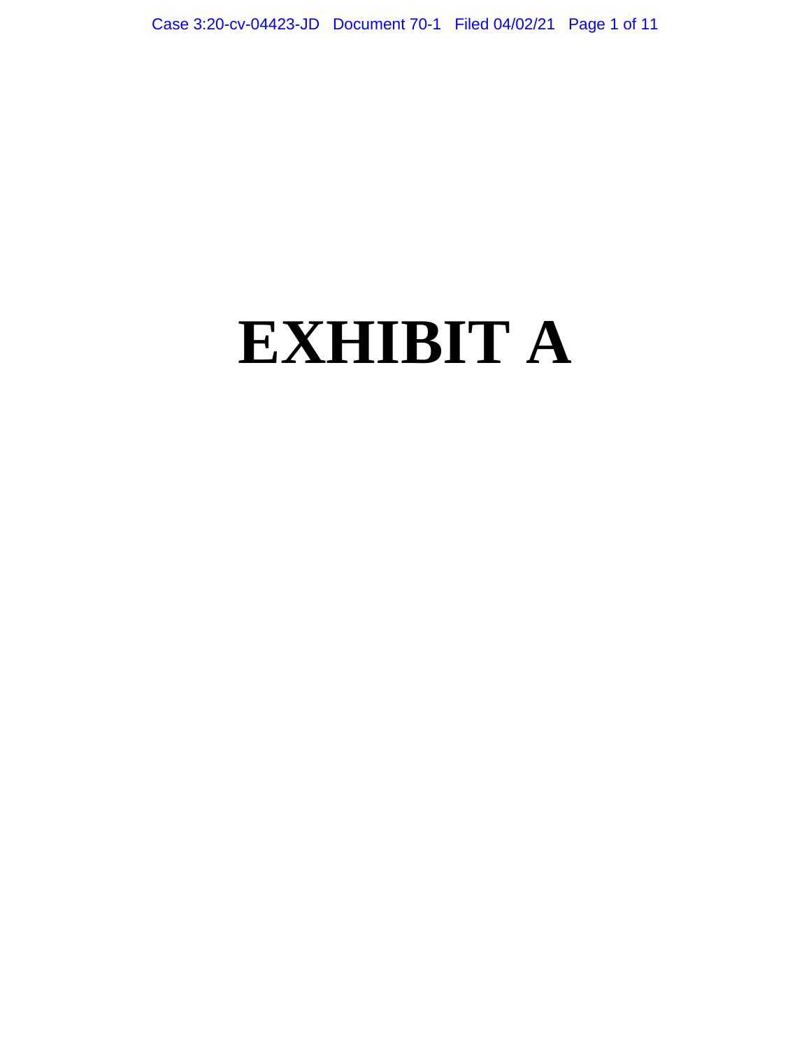# EXHIBIT A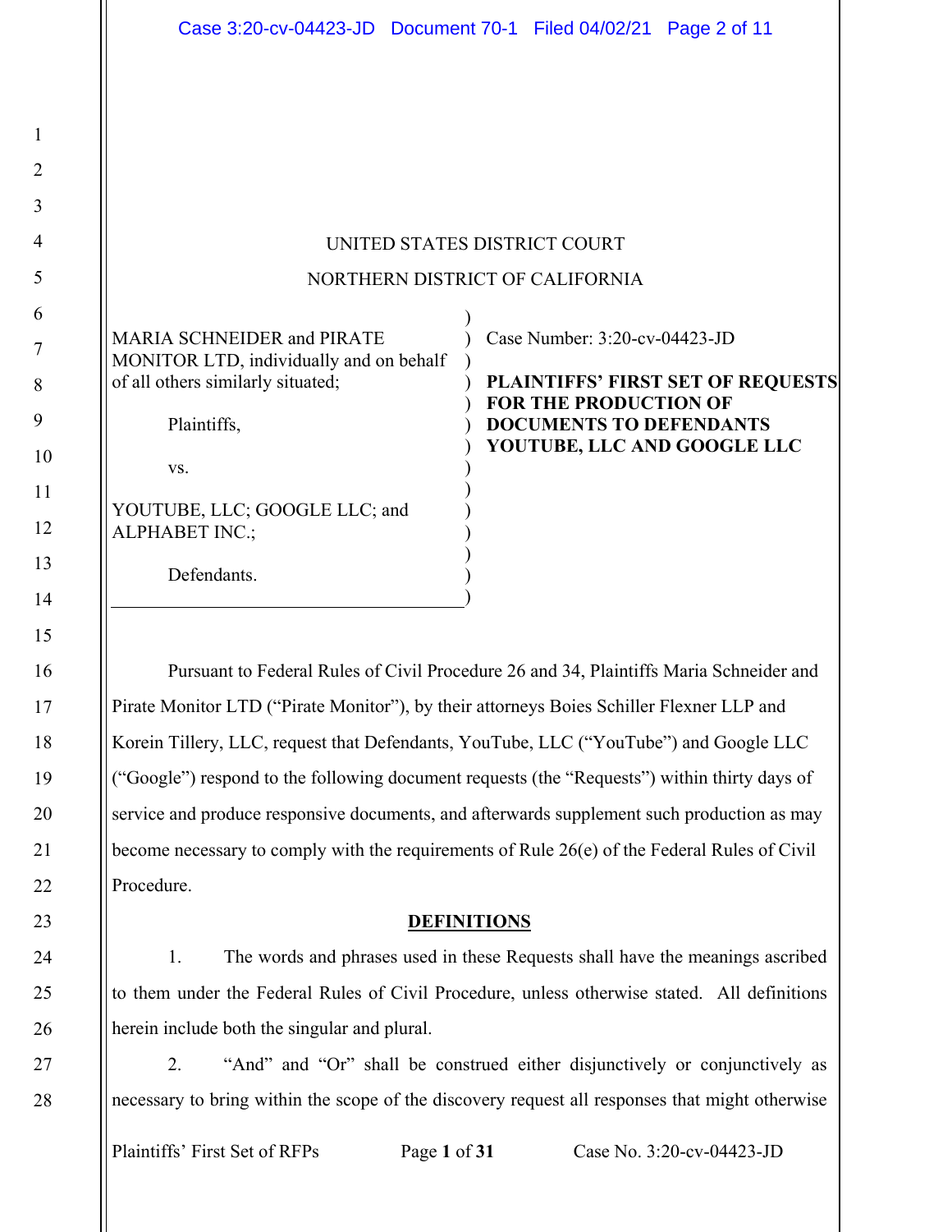UNITED STATES DISTRICT COURT

NORTHERN DISTRICT OF CALIFORNIA

| | |
|---|---|
| MARIA SCHNEIDER and PIRATE MONITOR LTD, individually and on behalf of all others similarly situated;<br><br>Plaintiffs,<br><br>vs.<br><br>YOUTUBE, LLC; GOOGLE LLC; and ALPHABET INC.;<br><br>Defendants. | Case Number: 3:20-cv-04423-JD<br><br>**PLAINTIFFS' FIRST SET OF REQUESTS FOR THE PRODUCTION OF DOCUMENTS TO DEFENDANTS YOUTUBE, LLC AND GOOGLE LLC** |

Pursuant to Federal Rules of Civil Procedure 26 and 34, Plaintiffs Maria Schneider and Pirate Monitor LTD ("Pirate Monitor"), by their attorneys Boies Schiller Flexner LLP and Korein Tillery, LLC, request that Defendants, YouTube, LLC ("YouTube") and Google LLC ("Google") respond to the following document requests (the "Requests") within thirty days of service and produce responsive documents, and afterwards supplement such production as may become necessary to comply with the requirements of Rule 26(e) of the Federal Rules of Civil Procedure.

## DEFINITIONS

1. The words and phrases used in these Requests shall have the meanings ascribed to them under the Federal Rules of Civil Procedure, unless otherwise stated. All definitions herein include both the singular and plural.

2. "And" and "Or" shall be construed either disjunctively or conjunctively as necessary to bring within the scope of the discovery request all responses that might otherwise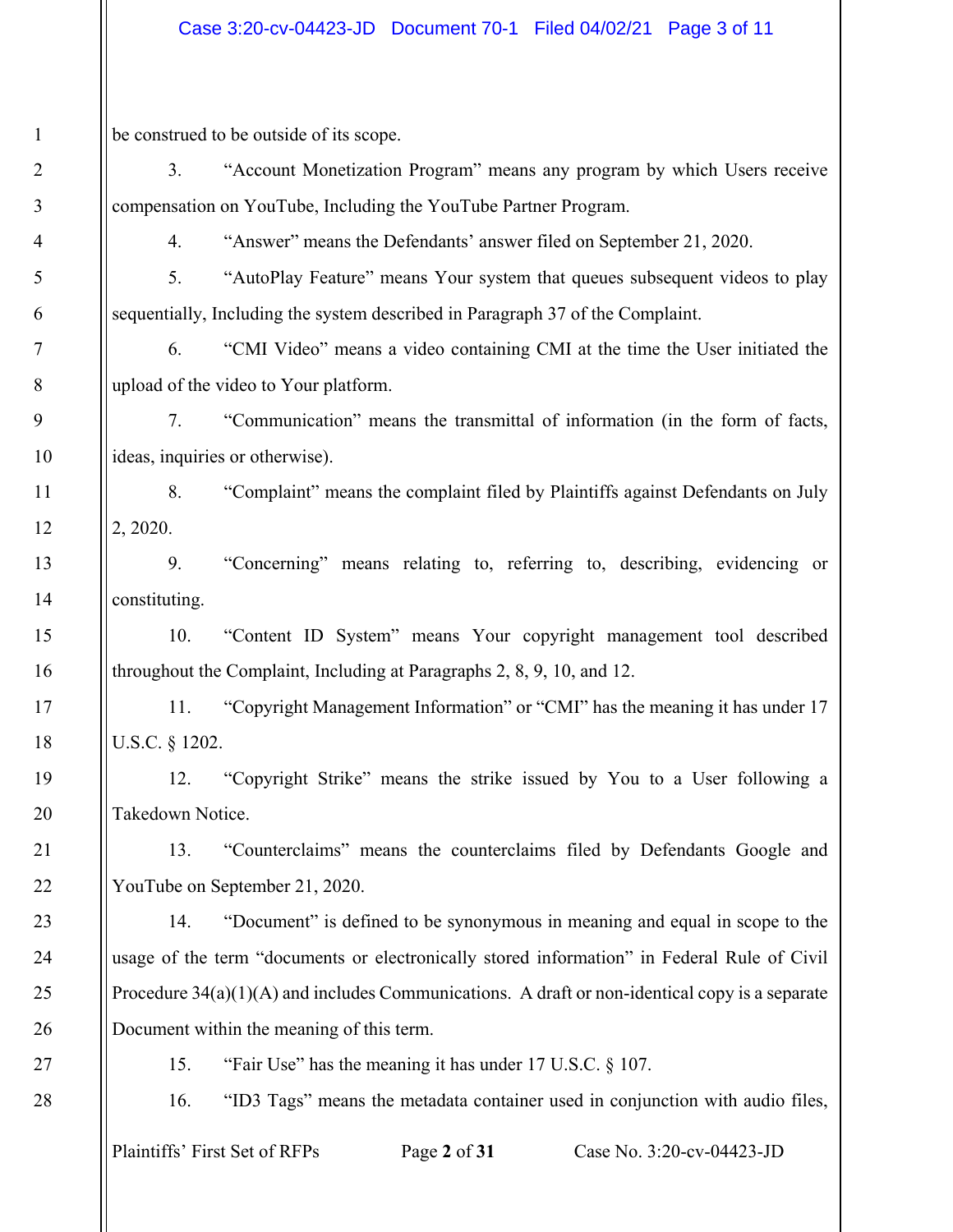be construed to be outside of its scope.

3. "Account Monetization Program" means any program by which Users receive compensation on YouTube, Including the YouTube Partner Program.

4. "Answer" means the Defendants' answer filed on September 21, 2020.

5. "AutoPlay Feature" means Your system that queues subsequent videos to play sequentially, Including the system described in Paragraph 37 of the Complaint.

6. "CMI Video" means a video containing CMI at the time the User initiated the upload of the video to Your platform.

7. "Communication" means the transmittal of information (in the form of facts, ideas, inquiries or otherwise).

8. "Complaint" means the complaint filed by Plaintiffs against Defendants on July 2, 2020.

9. "Concerning" means relating to, referring to, describing, evidencing or constituting.

10. "Content ID System" means Your copyright management tool described throughout the Complaint, Including at Paragraphs 2, 8, 9, 10, and 12.

11. "Copyright Management Information" or "CMI" has the meaning it has under 17 U.S.C. § 1202.

12. "Copyright Strike" means the strike issued by You to a User following a Takedown Notice.

13. "Counterclaims" means the counterclaims filed by Defendants Google and YouTube on September 21, 2020.

14. "Document" is defined to be synonymous in meaning and equal in scope to the usage of the term "documents or electronically stored information" in Federal Rule of Civil Procedure 34(a)(1)(A) and includes Communications. A draft or non-identical copy is a separate Document within the meaning of this term.

15. "Fair Use" has the meaning it has under 17 U.S.C. § 107.

16. "ID3 Tags" means the metadata container used in conjunction with audio files,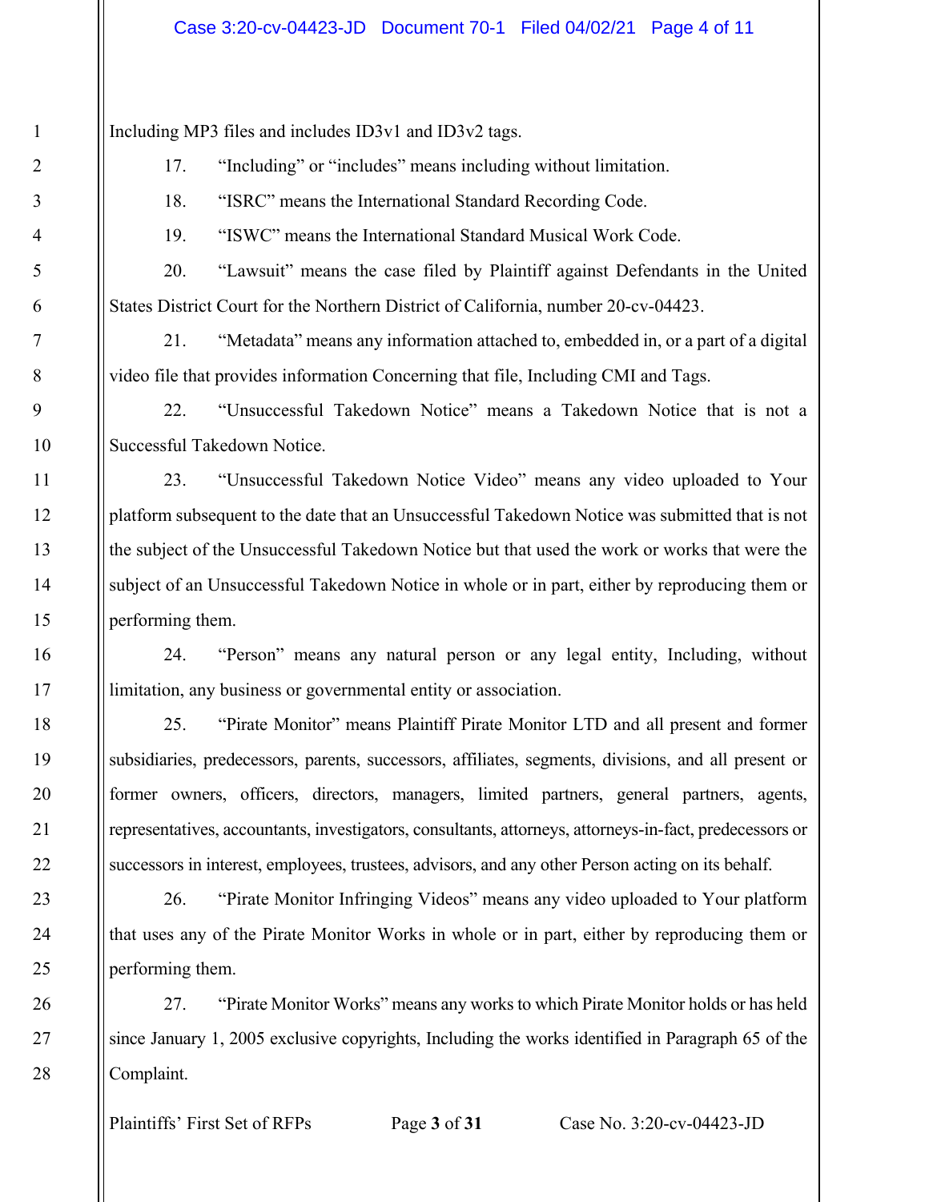Including MP3 files and includes ID3v1 and ID3v2 tags.

17. "Including" or "includes" means including without limitation.

18. "ISRC" means the International Standard Recording Code.

19. "ISWC" means the International Standard Musical Work Code.

20. "Lawsuit" means the case filed by Plaintiff against Defendants in the United States District Court for the Northern District of California, number 20-cv-04423.

21. "Metadata" means any information attached to, embedded in, or a part of a digital video file that provides information Concerning that file, Including CMI and Tags.

22. "Unsuccessful Takedown Notice" means a Takedown Notice that is not a Successful Takedown Notice.

23. "Unsuccessful Takedown Notice Video" means any video uploaded to Your platform subsequent to the date that an Unsuccessful Takedown Notice was submitted that is not the subject of the Unsuccessful Takedown Notice but that used the work or works that were the subject of an Unsuccessful Takedown Notice in whole or in part, either by reproducing them or performing them.

24. "Person" means any natural person or any legal entity, Including, without limitation, any business or governmental entity or association.

25. "Pirate Monitor" means Plaintiff Pirate Monitor LTD and all present and former subsidiaries, predecessors, parents, successors, affiliates, segments, divisions, and all present or former owners, officers, directors, managers, limited partners, general partners, agents, representatives, accountants, investigators, consultants, attorneys, attorneys-in-fact, predecessors or successors in interest, employees, trustees, advisors, and any other Person acting on its behalf.

26. "Pirate Monitor Infringing Videos" means any video uploaded to Your platform that uses any of the Pirate Monitor Works in whole or in part, either by reproducing them or performing them.

27. "Pirate Monitor Works" means any works to which Pirate Monitor holds or has held since January 1, 2005 exclusive copyrights, Including the works identified in Paragraph 65 of the Complaint.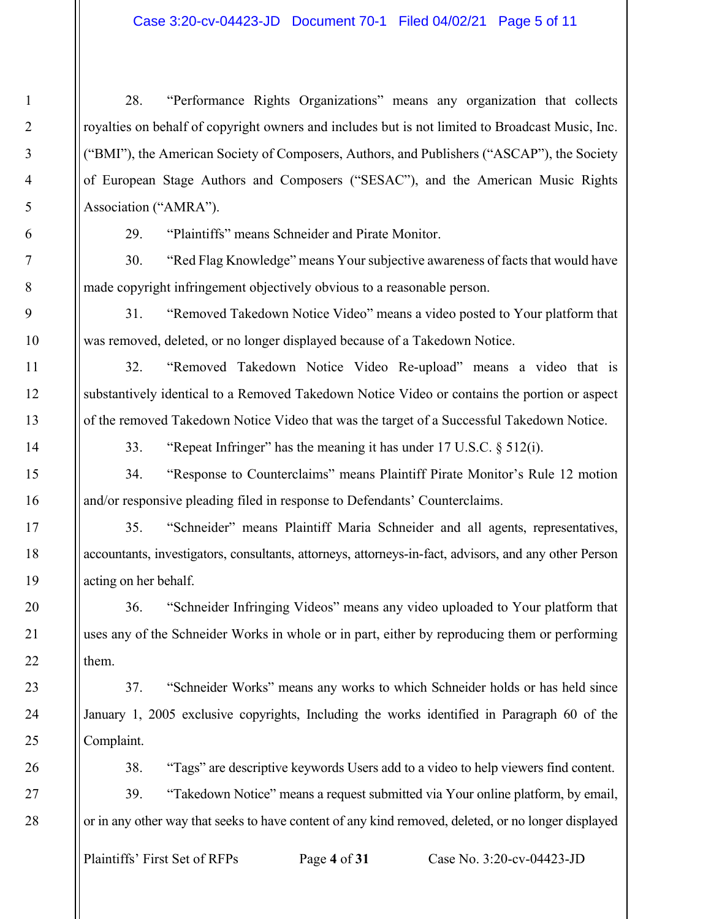28. "Performance Rights Organizations" means any organization that collects royalties on behalf of copyright owners and includes but is not limited to Broadcast Music, Inc. ("BMI"), the American Society of Composers, Authors, and Publishers ("ASCAP"), the Society of European Stage Authors and Composers ("SESAC"), and the American Music Rights Association ("AMRA").

29. "Plaintiffs" means Schneider and Pirate Monitor.

30. "Red Flag Knowledge" means Your subjective awareness of facts that would have made copyright infringement objectively obvious to a reasonable person.

31. "Removed Takedown Notice Video" means a video posted to Your platform that was removed, deleted, or no longer displayed because of a Takedown Notice.

32. "Removed Takedown Notice Video Re-upload" means a video that is substantively identical to a Removed Takedown Notice Video or contains the portion or aspect of the removed Takedown Notice Video that was the target of a Successful Takedown Notice.

33. "Repeat Infringer" has the meaning it has under 17 U.S.C. § 512(i).

34. "Response to Counterclaims" means Plaintiff Pirate Monitor's Rule 12 motion and/or responsive pleading filed in response to Defendants' Counterclaims.

35. "Schneider" means Plaintiff Maria Schneider and all agents, representatives, accountants, investigators, consultants, attorneys, attorneys-in-fact, advisors, and any other Person acting on her behalf.

36. "Schneider Infringing Videos" means any video uploaded to Your platform that uses any of the Schneider Works in whole or in part, either by reproducing them or performing them.

37. "Schneider Works" means any works to which Schneider holds or has held since January 1, 2005 exclusive copyrights, Including the works identified in Paragraph 60 of the Complaint.

38. "Tags" are descriptive keywords Users add to a video to help viewers find content.

39. "Takedown Notice" means a request submitted via Your online platform, by email, or in any other way that seeks to have content of any kind removed, deleted, or no longer displayed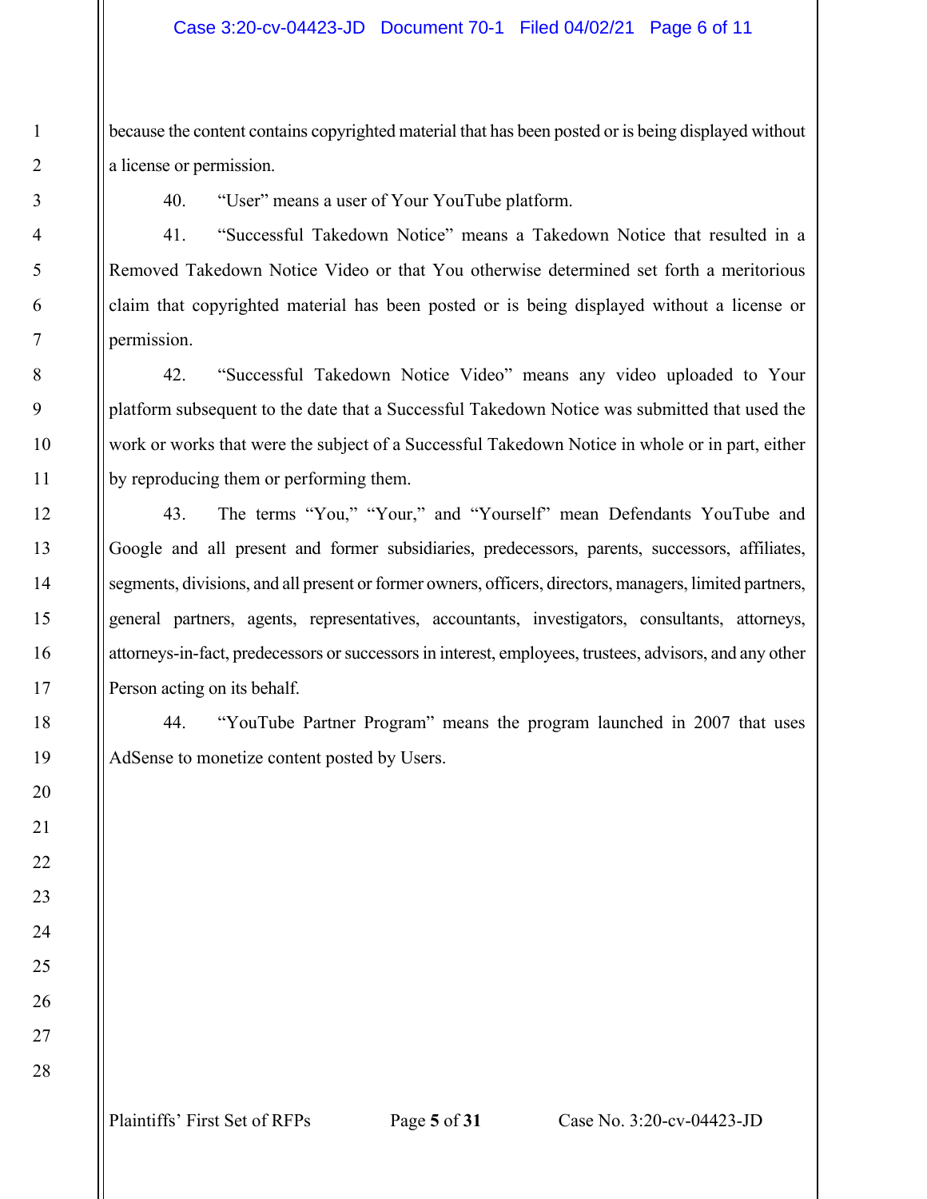because the content contains copyrighted material that has been posted or is being displayed without a license or permission.

40. "User" means a user of Your YouTube platform.

41. "Successful Takedown Notice" means a Takedown Notice that resulted in a Removed Takedown Notice Video or that You otherwise determined set forth a meritorious claim that copyrighted material has been posted or is being displayed without a license or permission.

42. "Successful Takedown Notice Video" means any video uploaded to Your platform subsequent to the date that a Successful Takedown Notice was submitted that used the work or works that were the subject of a Successful Takedown Notice in whole or in part, either by reproducing them or performing them.

43. The terms "You," "Your," and "Yourself" mean Defendants YouTube and Google and all present and former subsidiaries, predecessors, parents, successors, affiliates, segments, divisions, and all present or former owners, officers, directors, managers, limited partners, general partners, agents, representatives, accountants, investigators, consultants, attorneys, attorneys-in-fact, predecessors or successors in interest, employees, trustees, advisors, and any other Person acting on its behalf.

44. "YouTube Partner Program" means the program launched in 2007 that uses AdSense to monetize content posted by Users.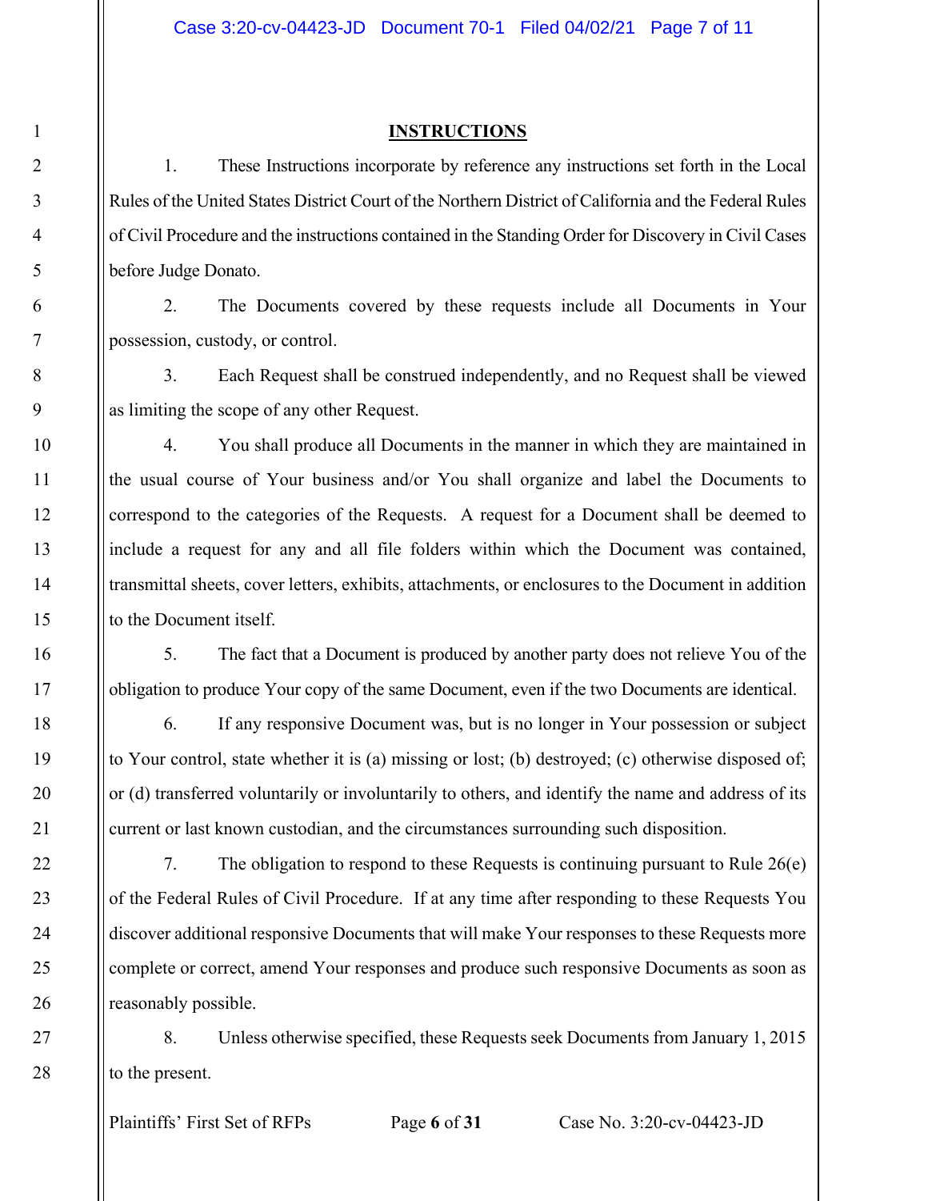## INSTRUCTIONS

1. These Instructions incorporate by reference any instructions set forth in the Local Rules of the United States District Court of the Northern District of California and the Federal Rules of Civil Procedure and the instructions contained in the Standing Order for Discovery in Civil Cases before Judge Donato.

2. The Documents covered by these requests include all Documents in Your possession, custody, or control.

3. Each Request shall be construed independently, and no Request shall be viewed as limiting the scope of any other Request.

4. You shall produce all Documents in the manner in which they are maintained in the usual course of Your business and/or You shall organize and label the Documents to correspond to the categories of the Requests. A request for a Document shall be deemed to include a request for any and all file folders within which the Document was contained, transmittal sheets, cover letters, exhibits, attachments, or enclosures to the Document in addition to the Document itself.

5. The fact that a Document is produced by another party does not relieve You of the obligation to produce Your copy of the same Document, even if the two Documents are identical.

6. If any responsive Document was, but is no longer in Your possession or subject to Your control, state whether it is (a) missing or lost; (b) destroyed; (c) otherwise disposed of; or (d) transferred voluntarily or involuntarily to others, and identify the name and address of its current or last known custodian, and the circumstances surrounding such disposition.

7. The obligation to respond to these Requests is continuing pursuant to Rule 26(e) of the Federal Rules of Civil Procedure. If at any time after responding to these Requests You discover additional responsive Documents that will make Your responses to these Requests more complete or correct, amend Your responses and produce such responsive Documents as soon as reasonably possible.

8. Unless otherwise specified, these Requests seek Documents from January 1, 2015 to the present.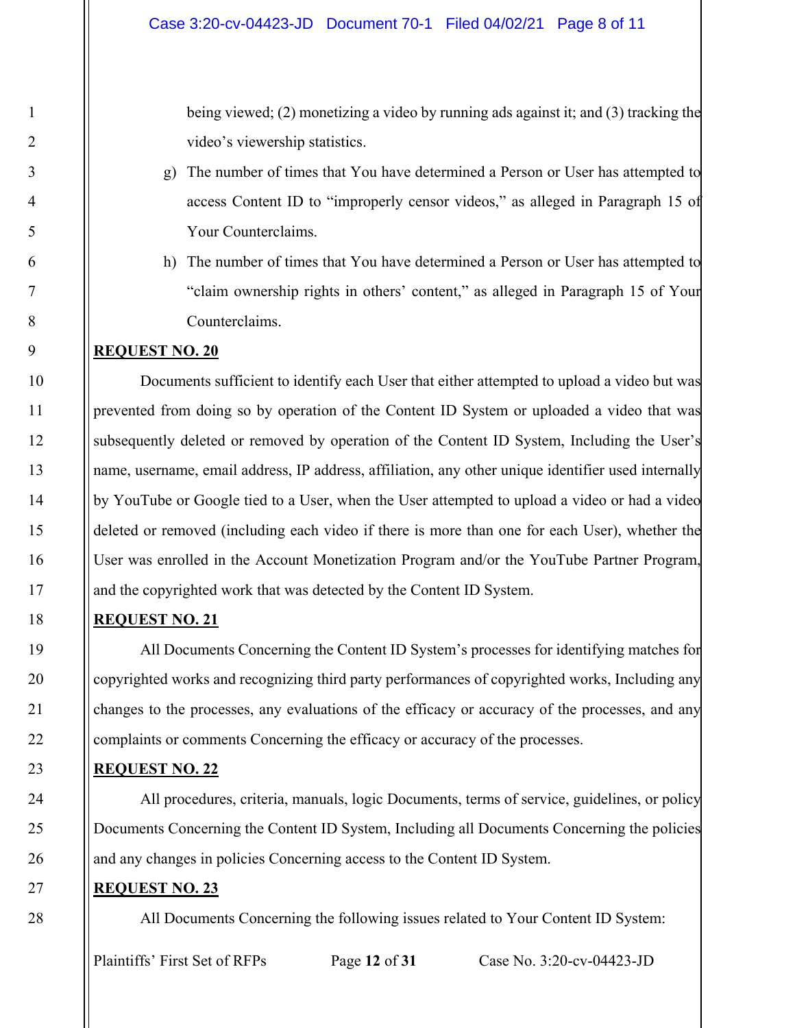being viewed; (2) monetizing a video by running ads against it; and (3) tracking the video's viewership statistics.

g) The number of times that You have determined a Person or User has attempted to access Content ID to "improperly censor videos," as alleged in Paragraph 15 of Your Counterclaims.

h) The number of times that You have determined a Person or User has attempted to "claim ownership rights in others' content," as alleged in Paragraph 15 of Your Counterclaims.

**REQUEST NO. 20**

Documents sufficient to identify each User that either attempted to upload a video but was prevented from doing so by operation of the Content ID System or uploaded a video that was subsequently deleted or removed by operation of the Content ID System, Including the User's name, username, email address, IP address, affiliation, any other unique identifier used internally by YouTube or Google tied to a User, when the User attempted to upload a video or had a video deleted or removed (including each video if there is more than one for each User), whether the User was enrolled in the Account Monetization Program and/or the YouTube Partner Program, and the copyrighted work that was detected by the Content ID System.

**REQUEST NO. 21**

All Documents Concerning the Content ID System's processes for identifying matches for copyrighted works and recognizing third party performances of copyrighted works, Including any changes to the processes, any evaluations of the efficacy or accuracy of the processes, and any complaints or comments Concerning the efficacy or accuracy of the processes.

**REQUEST NO. 22**

All procedures, criteria, manuals, logic Documents, terms of service, guidelines, or policy Documents Concerning the Content ID System, Including all Documents Concerning the policies and any changes in policies Concerning access to the Content ID System.

**REQUEST NO. 23**

All Documents Concerning the following issues related to Your Content ID System: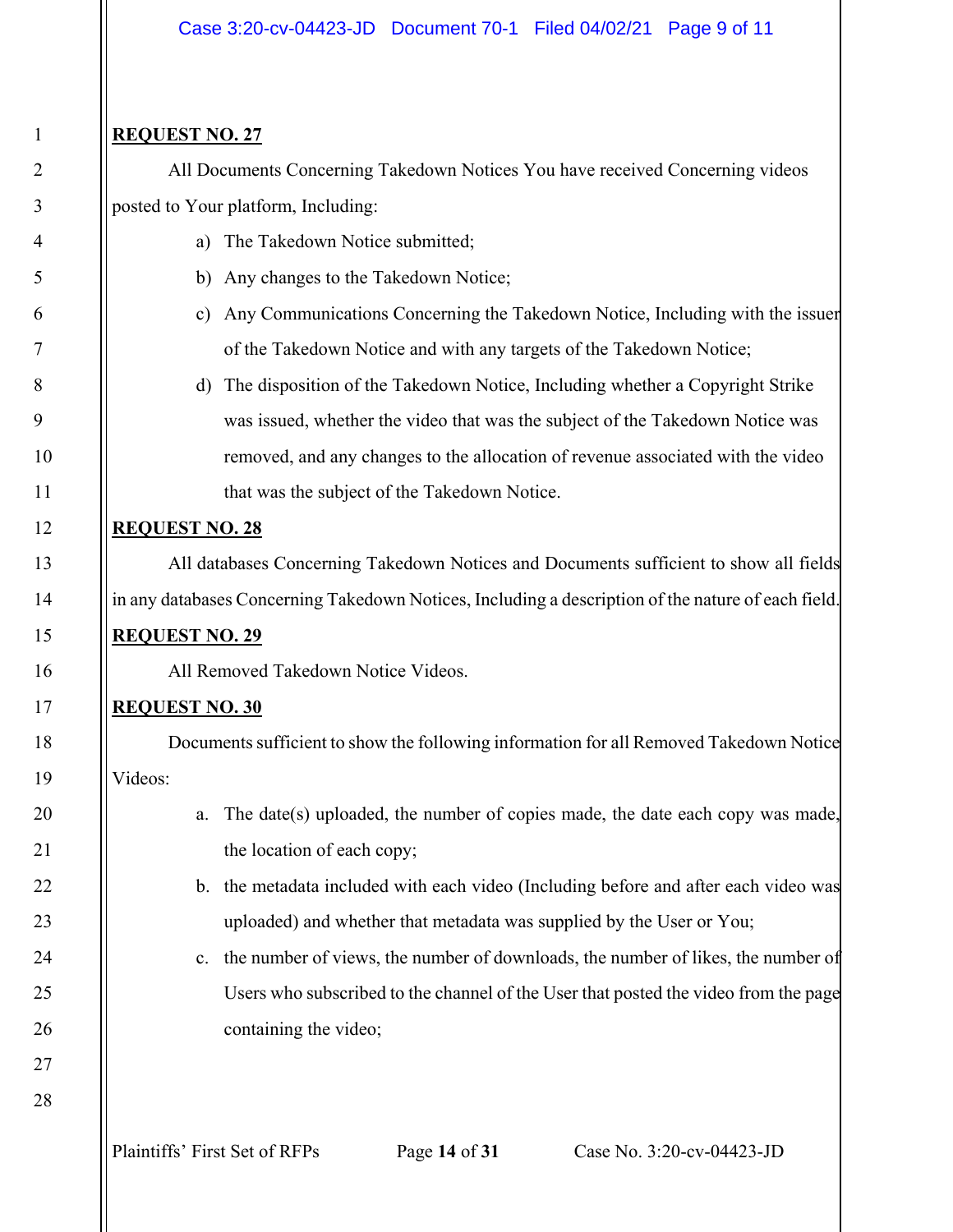**REQUEST NO. 27**

All Documents Concerning Takedown Notices You have received Concerning videos posted to Your platform, Including:

a) The Takedown Notice submitted;

b) Any changes to the Takedown Notice;

c) Any Communications Concerning the Takedown Notice, Including with the issuer of the Takedown Notice and with any targets of the Takedown Notice;

d) The disposition of the Takedown Notice, Including whether a Copyright Strike was issued, whether the video that was the subject of the Takedown Notice was removed, and any changes to the allocation of revenue associated with the video that was the subject of the Takedown Notice.

**REQUEST NO. 28**

All databases Concerning Takedown Notices and Documents sufficient to show all fields in any databases Concerning Takedown Notices, Including a description of the nature of each field.

**REQUEST NO. 29**

All Removed Takedown Notice Videos.

**REQUEST NO. 30**

Documents sufficient to show the following information for all Removed Takedown Notice Videos:

a. The date(s) uploaded, the number of copies made, the date each copy was made, the location of each copy;

b. the metadata included with each video (Including before and after each video was uploaded) and whether that metadata was supplied by the User or You;

c. the number of views, the number of downloads, the number of likes, the number of Users who subscribed to the channel of the User that posted the video from the page containing the video;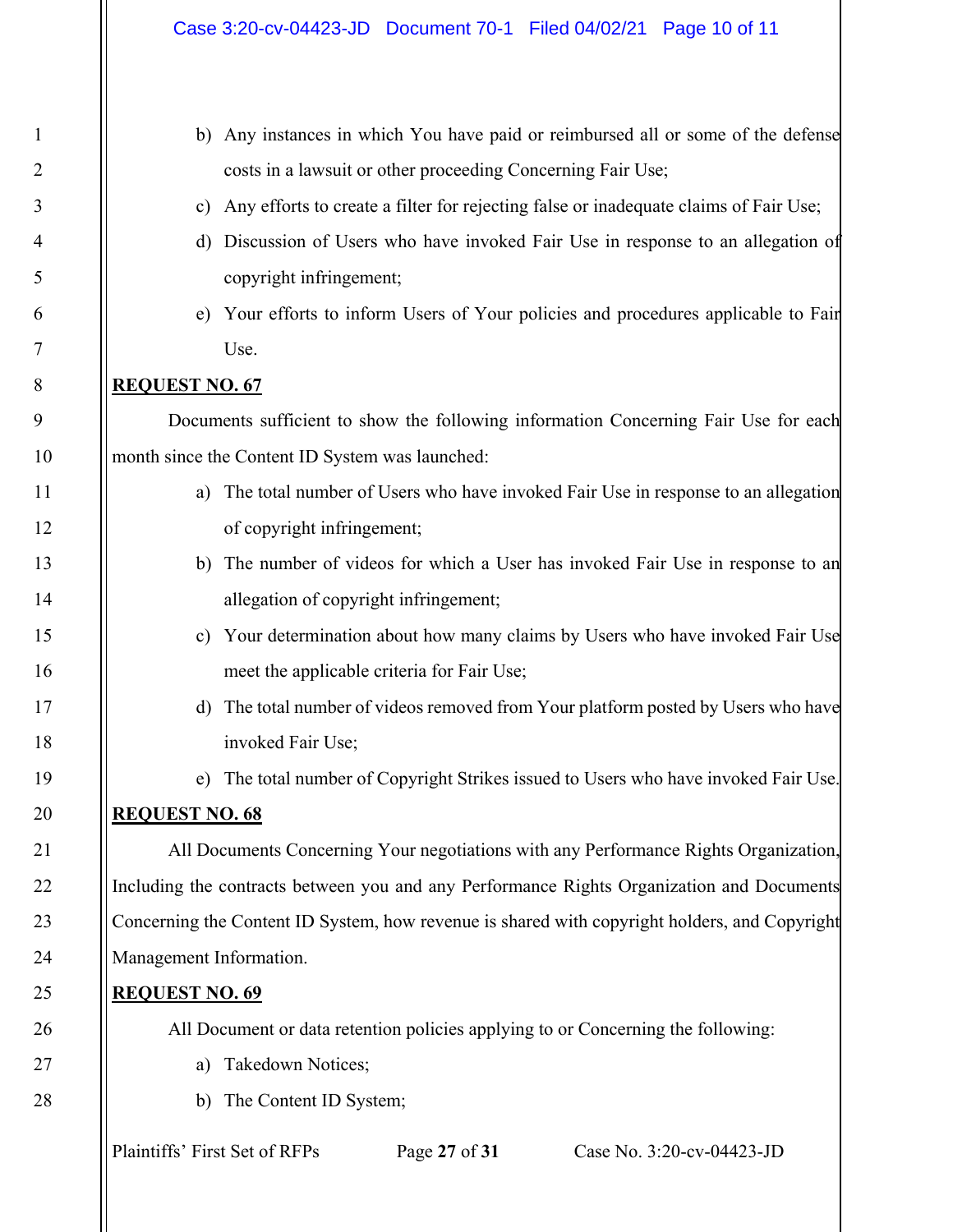b) Any instances in which You have paid or reimbursed all or some of the defense costs in a lawsuit or other proceeding Concerning Fair Use;

c) Any efforts to create a filter for rejecting false or inadequate claims of Fair Use;

d) Discussion of Users who have invoked Fair Use in response to an allegation of copyright infringement;

e) Your efforts to inform Users of Your policies and procedures applicable to Fair Use.

**REQUEST NO. 67**

Documents sufficient to show the following information Concerning Fair Use for each month since the Content ID System was launched:

a) The total number of Users who have invoked Fair Use in response to an allegation of copyright infringement;

b) The number of videos for which a User has invoked Fair Use in response to an allegation of copyright infringement;

c) Your determination about how many claims by Users who have invoked Fair Use meet the applicable criteria for Fair Use;

d) The total number of videos removed from Your platform posted by Users who have invoked Fair Use;

e) The total number of Copyright Strikes issued to Users who have invoked Fair Use.

**REQUEST NO. 68**

All Documents Concerning Your negotiations with any Performance Rights Organization, Including the contracts between you and any Performance Rights Organization and Documents Concerning the Content ID System, how revenue is shared with copyright holders, and Copyright Management Information.

**REQUEST NO. 69**

All Document or data retention policies applying to or Concerning the following:

a) Takedown Notices;

b) The Content ID System;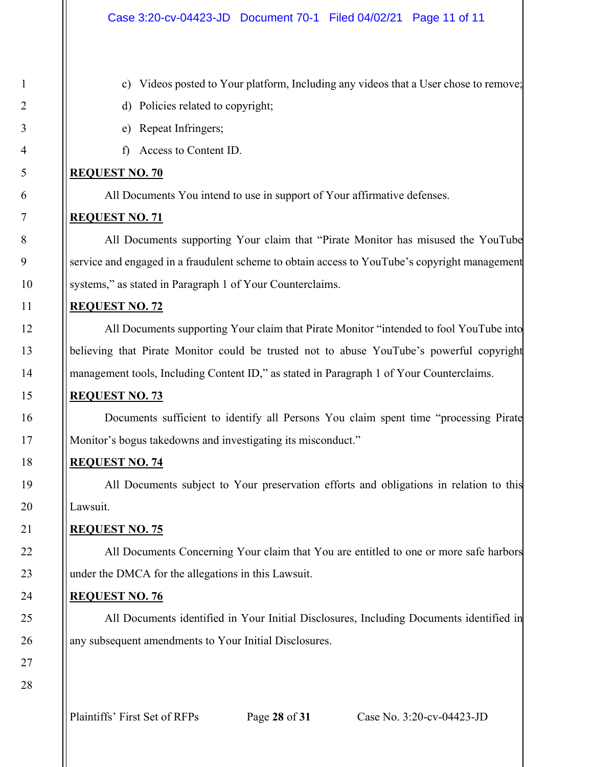c) Videos posted to Your platform, Including any videos that a User chose to remove;

d) Policies related to copyright;

e) Repeat Infringers;

f) Access to Content ID.

**REQUEST NO. 70**

All Documents You intend to use in support of Your affirmative defenses.

**REQUEST NO. 71**

All Documents supporting Your claim that "Pirate Monitor has misused the YouTube service and engaged in a fraudulent scheme to obtain access to YouTube's copyright management systems," as stated in Paragraph 1 of Your Counterclaims.

**REQUEST NO. 72**

All Documents supporting Your claim that Pirate Monitor "intended to fool YouTube into believing that Pirate Monitor could be trusted not to abuse YouTube's powerful copyright management tools, Including Content ID," as stated in Paragraph 1 of Your Counterclaims.

**REQUEST NO. 73**

Documents sufficient to identify all Persons You claim spent time "processing Pirate Monitor's bogus takedowns and investigating its misconduct."

**REQUEST NO. 74**

All Documents subject to Your preservation efforts and obligations in relation to this Lawsuit.

**REQUEST NO. 75**

All Documents Concerning Your claim that You are entitled to one or more safe harbors under the DMCA for the allegations in this Lawsuit.

**REQUEST NO. 76**

All Documents identified in Your Initial Disclosures, Including Documents identified in any subsequent amendments to Your Initial Disclosures.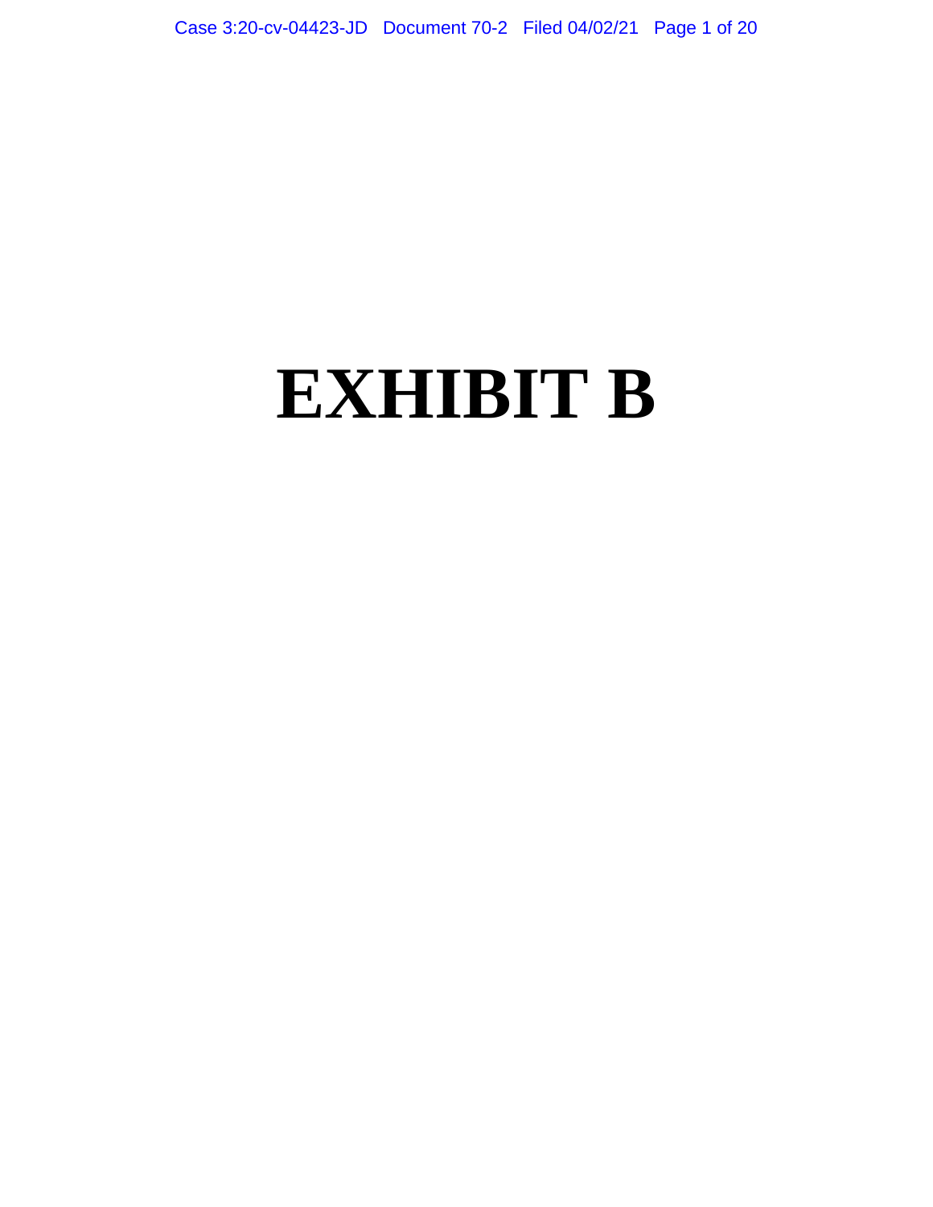# EXHIBIT B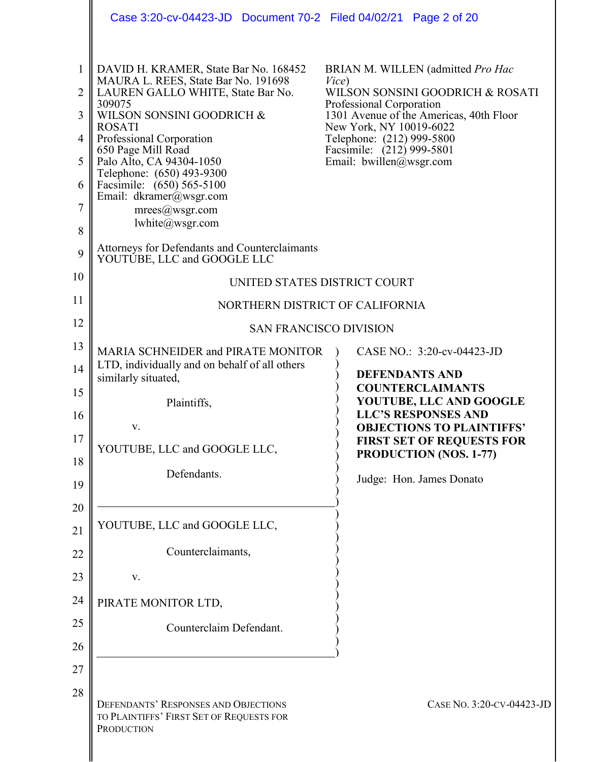DAVID H. KRAMER, State Bar No. 168452
MAURA L. REES, State Bar No. 191698
LAUREN GALLO WHITE, State Bar No. 309075
WILSON SONSINI GOODRICH & ROSATI
Professional Corporation
650 Page Mill Road
Palo Alto, CA 94304-1050
Telephone: (650) 493-9300
Facsimile: (650) 565-5100
Email: dkramer@wsgr.com
mrees@wsgr.com
lwhite@wsgr.com

BRIAN M. WILLEN (admitted *Pro Hac Vice*)
WILSON SONSINI GOODRICH & ROSATI
Professional Corporation
1301 Avenue of the Americas, 40th Floor
New York, NY 10019-6022
Telephone: (212) 999-5800
Facsimile: (212) 999-5801
Email: bwillen@wsgr.com

Attorneys for Defendants and Counterclaimants
YOUTUBE, LLC and GOOGLE LLC

UNITED STATES DISTRICT COURT

NORTHERN DISTRICT OF CALIFORNIA

SAN FRANCISCO DIVISION

MARIA SCHNEIDER and PIRATE MONITOR LTD, individually and on behalf of all others similarly situated,

Plaintiffs,

v.

YOUTUBE, LLC and GOOGLE LLC,

Defendants.

---

YOUTUBE, LLC and GOOGLE LLC,

Counterclaimants,

v.

PIRATE MONITOR LTD,

Counterclaim Defendant.

---

CASE NO.: 3:20-cv-04423-JD

**DEFENDANTS AND COUNTERCLAIMANTS YOUTUBE, LLC AND GOOGLE LLC'S RESPONSES AND OBJECTIONS TO PLAINTIFFS' FIRST SET OF REQUESTS FOR PRODUCTION (NOS. 1-77)**

Judge: Hon. James Donato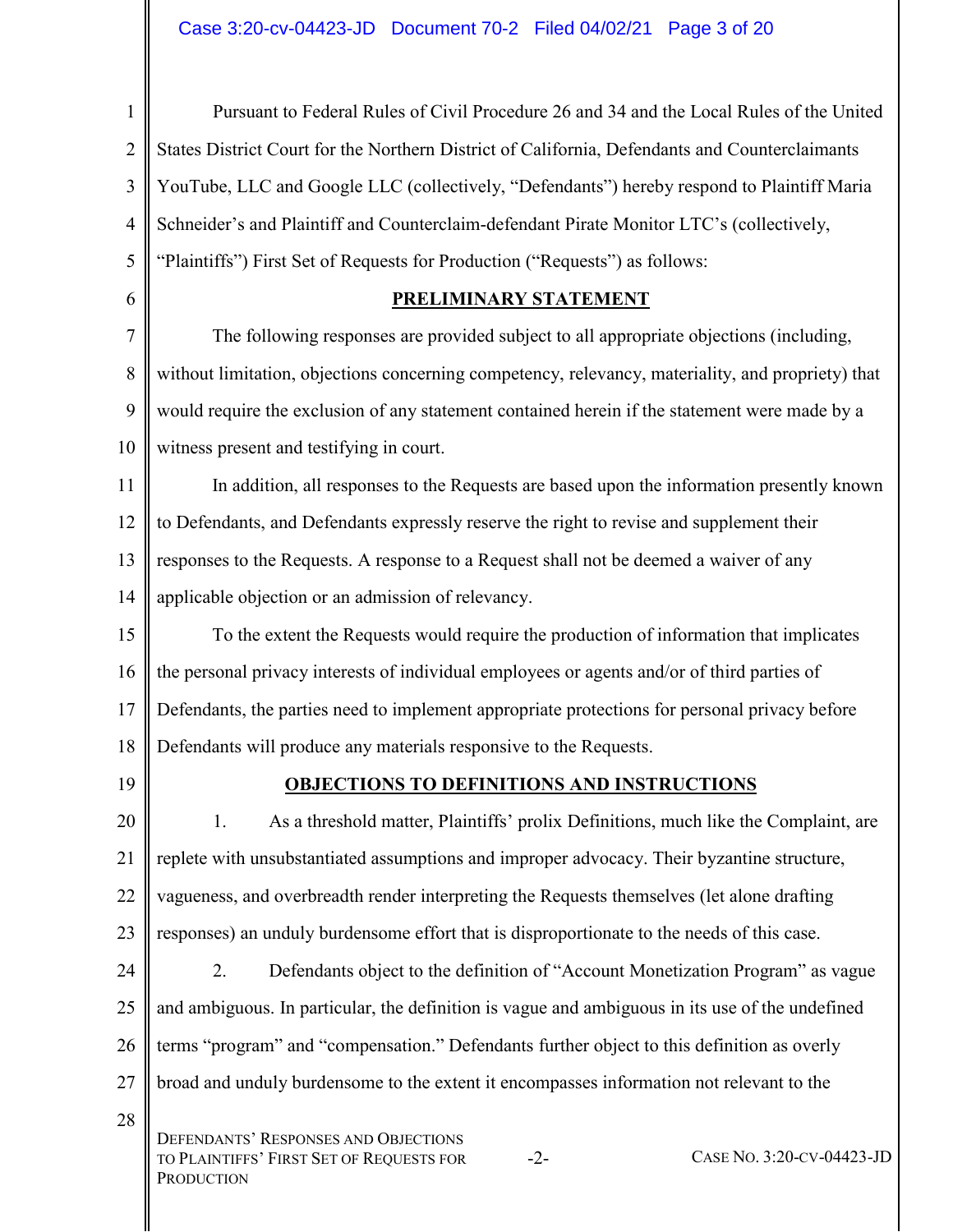Pursuant to Federal Rules of Civil Procedure 26 and 34 and the Local Rules of the United States District Court for the Northern District of California, Defendants and Counterclaimants YouTube, LLC and Google LLC (collectively, "Defendants") hereby respond to Plaintiff Maria Schneider's and Plaintiff and Counterclaim-defendant Pirate Monitor LTC's (collectively, "Plaintiffs") First Set of Requests for Production ("Requests") as follows:

## PRELIMINARY STATEMENT

The following responses are provided subject to all appropriate objections (including, without limitation, objections concerning competency, relevancy, materiality, and propriety) that would require the exclusion of any statement contained herein if the statement were made by a witness present and testifying in court.

In addition, all responses to the Requests are based upon the information presently known to Defendants, and Defendants expressly reserve the right to revise and supplement their responses to the Requests. A response to a Request shall not be deemed a waiver of any applicable objection or an admission of relevancy.

To the extent the Requests would require the production of information that implicates the personal privacy interests of individual employees or agents and/or of third parties of Defendants, the parties need to implement appropriate protections for personal privacy before Defendants will produce any materials responsive to the Requests.

## OBJECTIONS TO DEFINITIONS AND INSTRUCTIONS

1. As a threshold matter, Plaintiffs' prolix Definitions, much like the Complaint, are replete with unsubstantiated assumptions and improper advocacy. Their byzantine structure, vagueness, and overbreadth render interpreting the Requests themselves (let alone drafting responses) an unduly burdensome effort that is disproportionate to the needs of this case.

2. Defendants object to the definition of "Account Monetization Program" as vague and ambiguous. In particular, the definition is vague and ambiguous in its use of the undefined terms "program" and "compensation." Defendants further object to this definition as overly broad and unduly burdensome to the extent it encompasses information not relevant to the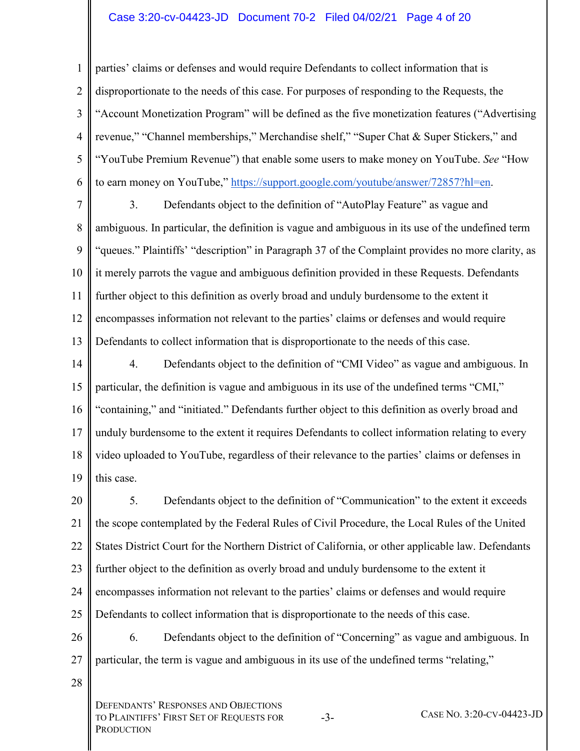parties' claims or defenses and would require Defendants to collect information that is disproportionate to the needs of this case. For purposes of responding to the Requests, the "Account Monetization Program" will be defined as the five monetization features ("Advertising revenue," "Channel memberships," Merchandise shelf," "Super Chat & Super Stickers," and "YouTube Premium Revenue") that enable some users to make money on YouTube. *See* "How to earn money on YouTube," https://support.google.com/youtube/answer/72857?hl=en.

3. Defendants object to the definition of "AutoPlay Feature" as vague and ambiguous. In particular, the definition is vague and ambiguous in its use of the undefined term "queues." Plaintiffs' "description" in Paragraph 37 of the Complaint provides no more clarity, as it merely parrots the vague and ambiguous definition provided in these Requests. Defendants further object to this definition as overly broad and unduly burdensome to the extent it encompasses information not relevant to the parties' claims or defenses and would require Defendants to collect information that is disproportionate to the needs of this case.

4. Defendants object to the definition of "CMI Video" as vague and ambiguous. In particular, the definition is vague and ambiguous in its use of the undefined terms "CMI," "containing," and "initiated." Defendants further object to this definition as overly broad and unduly burdensome to the extent it requires Defendants to collect information relating to every video uploaded to YouTube, regardless of their relevance to the parties' claims or defenses in this case.

5. Defendants object to the definition of "Communication" to the extent it exceeds the scope contemplated by the Federal Rules of Civil Procedure, the Local Rules of the United States District Court for the Northern District of California, or other applicable law. Defendants further object to the definition as overly broad and unduly burdensome to the extent it encompasses information not relevant to the parties' claims or defenses and would require Defendants to collect information that is disproportionate to the needs of this case.

6. Defendants object to the definition of "Concerning" as vague and ambiguous. In particular, the term is vague and ambiguous in its use of the undefined terms "relating,"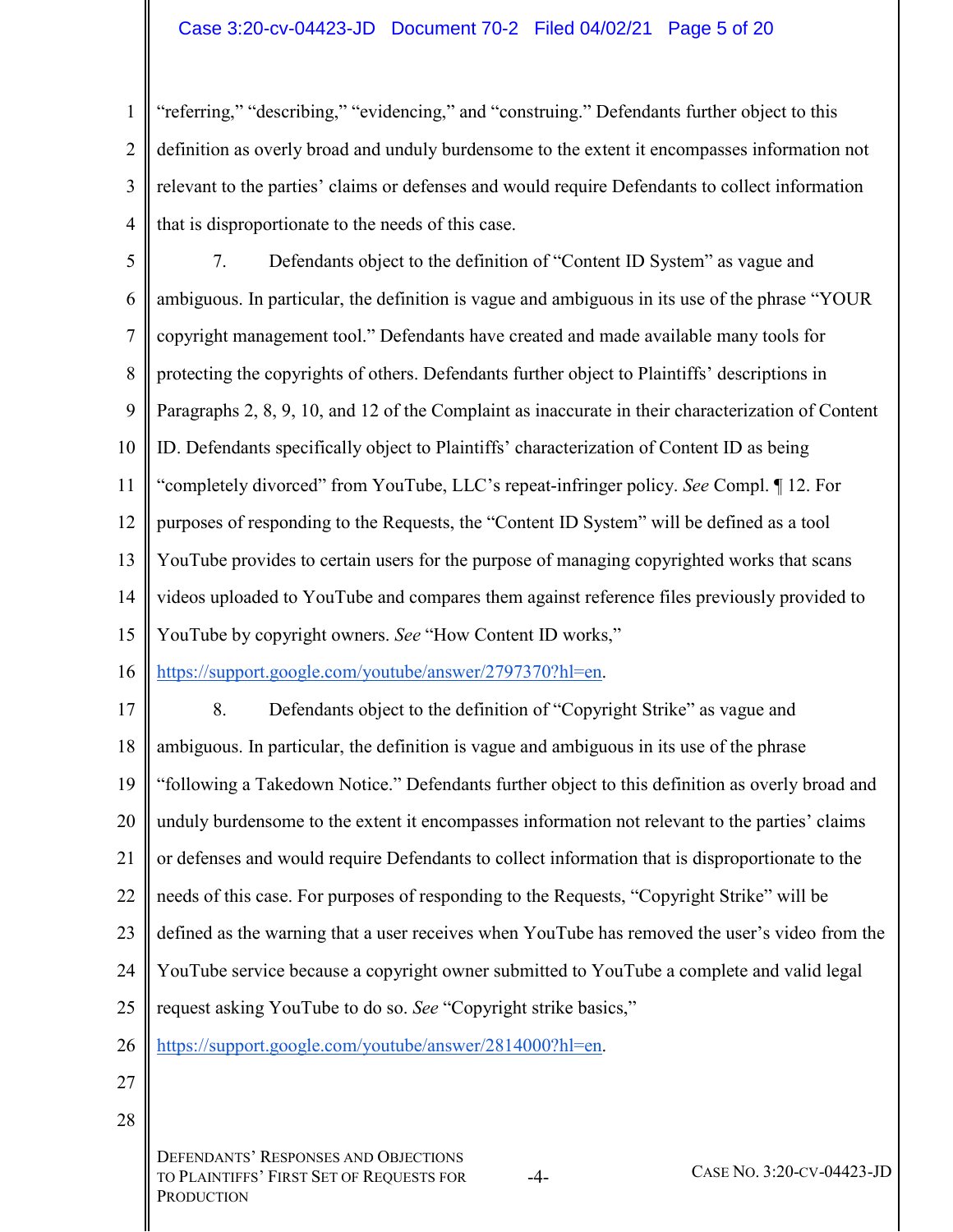"referring," "describing," "evidencing," and "construing." Defendants further object to this definition as overly broad and unduly burdensome to the extent it encompasses information not relevant to the parties' claims or defenses and would require Defendants to collect information that is disproportionate to the needs of this case.

7. Defendants object to the definition of "Content ID System" as vague and ambiguous. In particular, the definition is vague and ambiguous in its use of the phrase "YOUR copyright management tool." Defendants have created and made available many tools for protecting the copyrights of others. Defendants further object to Plaintiffs' descriptions in Paragraphs 2, 8, 9, 10, and 12 of the Complaint as inaccurate in their characterization of Content ID. Defendants specifically object to Plaintiffs' characterization of Content ID as being "completely divorced" from YouTube, LLC's repeat-infringer policy. *See* Compl. ¶ 12. For purposes of responding to the Requests, the "Content ID System" will be defined as a tool YouTube provides to certain users for the purpose of managing copyrighted works that scans videos uploaded to YouTube and compares them against reference files previously provided to YouTube by copyright owners. *See* "How Content ID works," https://support.google.com/youtube/answer/2797370?hl=en.

8. Defendants object to the definition of "Copyright Strike" as vague and ambiguous. In particular, the definition is vague and ambiguous in its use of the phrase "following a Takedown Notice." Defendants further object to this definition as overly broad and unduly burdensome to the extent it encompasses information not relevant to the parties' claims or defenses and would require Defendants to collect information that is disproportionate to the needs of this case. For purposes of responding to the Requests, "Copyright Strike" will be defined as the warning that a user receives when YouTube has removed the user's video from the YouTube service because a copyright owner submitted to YouTube a complete and valid legal request asking YouTube to do so. *See* "Copyright strike basics," https://support.google.com/youtube/answer/2814000?hl=en.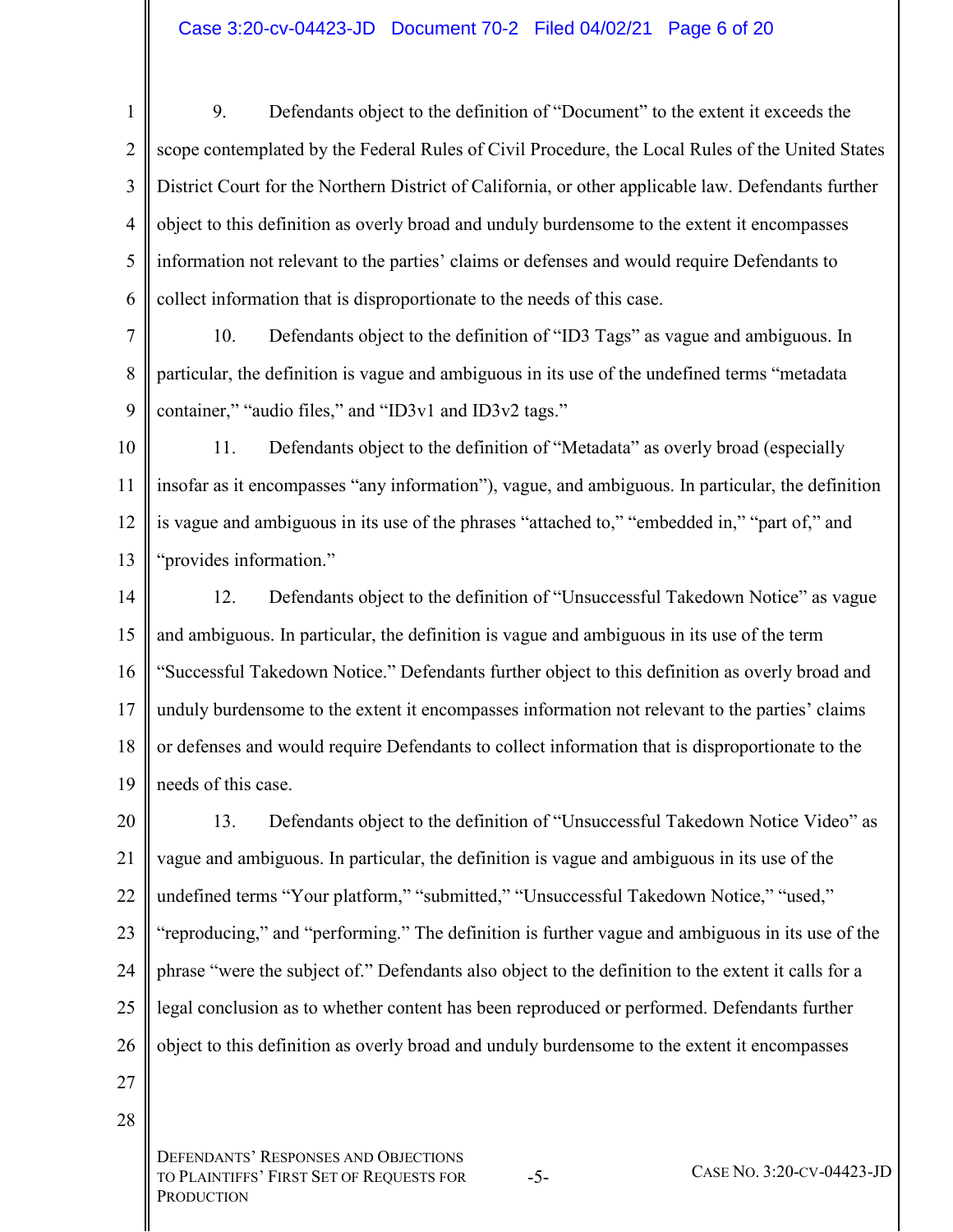9. Defendants object to the definition of "Document" to the extent it exceeds the scope contemplated by the Federal Rules of Civil Procedure, the Local Rules of the United States District Court for the Northern District of California, or other applicable law. Defendants further object to this definition as overly broad and unduly burdensome to the extent it encompasses information not relevant to the parties' claims or defenses and would require Defendants to collect information that is disproportionate to the needs of this case.

10. Defendants object to the definition of "ID3 Tags" as vague and ambiguous. In particular, the definition is vague and ambiguous in its use of the undefined terms "metadata container," "audio files," and "ID3v1 and ID3v2 tags."

11. Defendants object to the definition of "Metadata" as overly broad (especially insofar as it encompasses "any information"), vague, and ambiguous. In particular, the definition is vague and ambiguous in its use of the phrases "attached to," "embedded in," "part of," and "provides information."

12. Defendants object to the definition of "Unsuccessful Takedown Notice" as vague and ambiguous. In particular, the definition is vague and ambiguous in its use of the term "Successful Takedown Notice." Defendants further object to this definition as overly broad and unduly burdensome to the extent it encompasses information not relevant to the parties' claims or defenses and would require Defendants to collect information that is disproportionate to the needs of this case.

13. Defendants object to the definition of "Unsuccessful Takedown Notice Video" as vague and ambiguous. In particular, the definition is vague and ambiguous in its use of the undefined terms "Your platform," "submitted," "Unsuccessful Takedown Notice," "used," "reproducing," and "performing." The definition is further vague and ambiguous in its use of the phrase "were the subject of." Defendants also object to the definition to the extent it calls for a legal conclusion as to whether content has been reproduced or performed. Defendants further object to this definition as overly broad and unduly burdensome to the extent it encompasses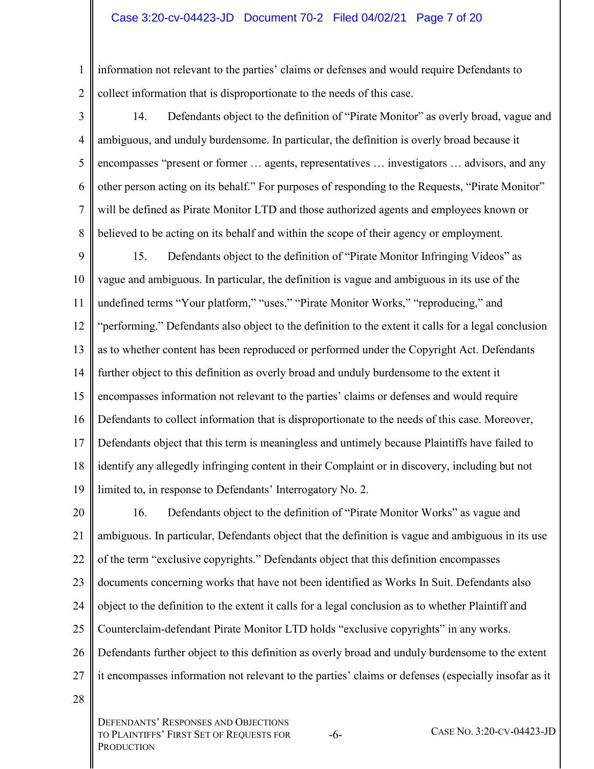information not relevant to the parties' claims or defenses and would require Defendants to collect information that is disproportionate to the needs of this case.

14. Defendants object to the definition of "Pirate Monitor" as overly broad, vague and ambiguous, and unduly burdensome. In particular, the definition is overly broad because it encompasses "present or former … agents, representatives … investigators … advisors, and any other person acting on its behalf." For purposes of responding to the Requests, "Pirate Monitor" will be defined as Pirate Monitor LTD and those authorized agents and employees known or believed to be acting on its behalf and within the scope of their agency or employment.

15. Defendants object to the definition of "Pirate Monitor Infringing Videos" as vague and ambiguous. In particular, the definition is vague and ambiguous in its use of the undefined terms "Your platform," "uses," "Pirate Monitor Works," "reproducing," and "performing." Defendants also object to the definition to the extent it calls for a legal conclusion as to whether content has been reproduced or performed under the Copyright Act. Defendants further object to this definition as overly broad and unduly burdensome to the extent it encompasses information not relevant to the parties' claims or defenses and would require Defendants to collect information that is disproportionate to the needs of this case. Moreover, Defendants object that this term is meaningless and untimely because Plaintiffs have failed to identify any allegedly infringing content in their Complaint or in discovery, including but not limited to, in response to Defendants' Interrogatory No. 2.

16. Defendants object to the definition of "Pirate Monitor Works" as vague and ambiguous. In particular, Defendants object that the definition is vague and ambiguous in its use of the term "exclusive copyrights." Defendants object that this definition encompasses documents concerning works that have not been identified as Works In Suit. Defendants also object to the definition to the extent it calls for a legal conclusion as to whether Plaintiff and Counterclaim-defendant Pirate Monitor LTD holds "exclusive copyrights" in any works. Defendants further object to this definition as overly broad and unduly burdensome to the extent it encompasses information not relevant to the parties' claims or defenses (especially insofar as it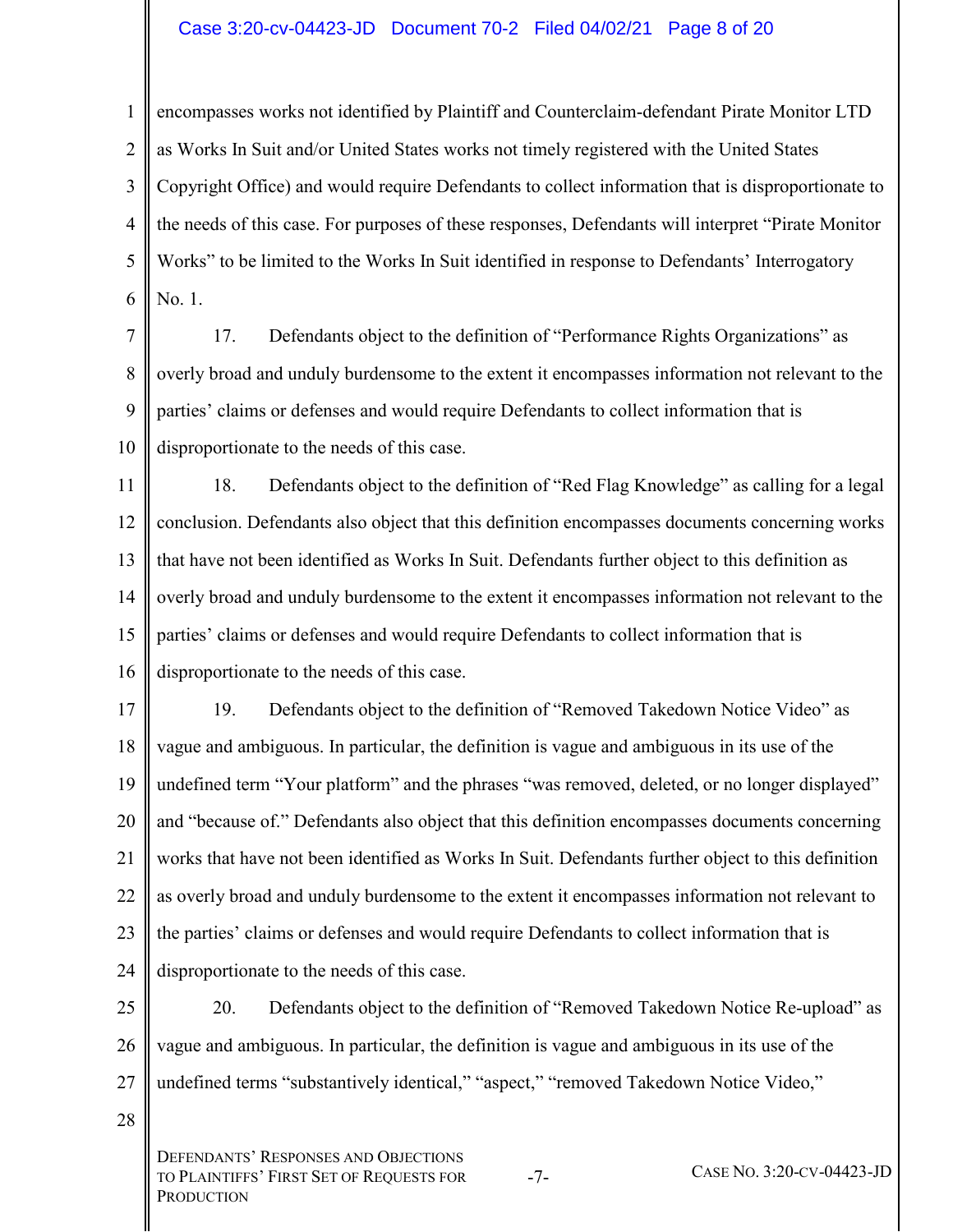encompasses works not identified by Plaintiff and Counterclaim-defendant Pirate Monitor LTD as Works In Suit and/or United States works not timely registered with the United States Copyright Office) and would require Defendants to collect information that is disproportionate to the needs of this case. For purposes of these responses, Defendants will interpret "Pirate Monitor Works" to be limited to the Works In Suit identified in response to Defendants' Interrogatory No. 1.

17. Defendants object to the definition of "Performance Rights Organizations" as overly broad and unduly burdensome to the extent it encompasses information not relevant to the parties' claims or defenses and would require Defendants to collect information that is disproportionate to the needs of this case.

18. Defendants object to the definition of "Red Flag Knowledge" as calling for a legal conclusion. Defendants also object that this definition encompasses documents concerning works that have not been identified as Works In Suit. Defendants further object to this definition as overly broad and unduly burdensome to the extent it encompasses information not relevant to the parties' claims or defenses and would require Defendants to collect information that is disproportionate to the needs of this case.

19. Defendants object to the definition of "Removed Takedown Notice Video" as vague and ambiguous. In particular, the definition is vague and ambiguous in its use of the undefined term "Your platform" and the phrases "was removed, deleted, or no longer displayed" and "because of." Defendants also object that this definition encompasses documents concerning works that have not been identified as Works In Suit. Defendants further object to this definition as overly broad and unduly burdensome to the extent it encompasses information not relevant to the parties' claims or defenses and would require Defendants to collect information that is disproportionate to the needs of this case.

20. Defendants object to the definition of "Removed Takedown Notice Re-upload" as vague and ambiguous. In particular, the definition is vague and ambiguous in its use of the undefined terms "substantively identical," "aspect," "removed Takedown Notice Video,"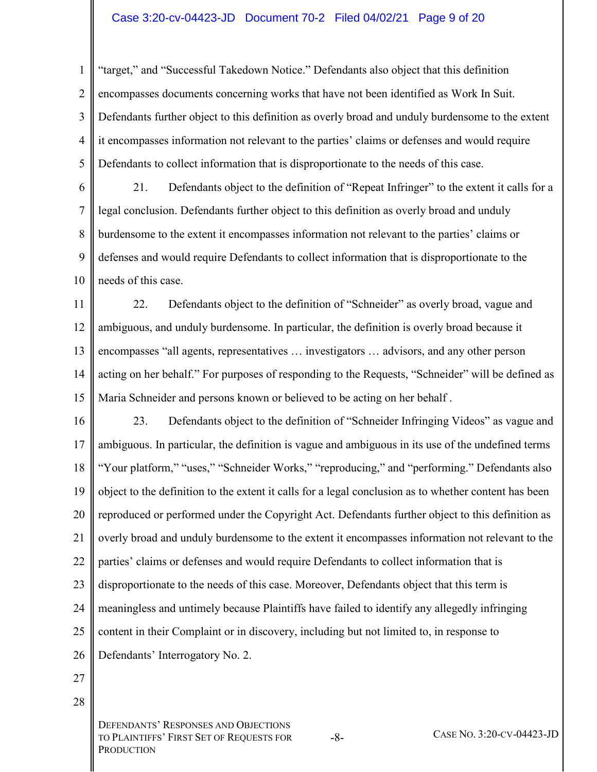"target," and "Successful Takedown Notice." Defendants also object that this definition encompasses documents concerning works that have not been identified as Work In Suit. Defendants further object to this definition as overly broad and unduly burdensome to the extent it encompasses information not relevant to the parties' claims or defenses and would require Defendants to collect information that is disproportionate to the needs of this case.

21. Defendants object to the definition of "Repeat Infringer" to the extent it calls for a legal conclusion. Defendants further object to this definition as overly broad and unduly burdensome to the extent it encompasses information not relevant to the parties' claims or defenses and would require Defendants to collect information that is disproportionate to the needs of this case.

22. Defendants object to the definition of "Schneider" as overly broad, vague and ambiguous, and unduly burdensome. In particular, the definition is overly broad because it encompasses "all agents, representatives … investigators … advisors, and any other person acting on her behalf." For purposes of responding to the Requests, "Schneider" will be defined as Maria Schneider and persons known or believed to be acting on her behalf .

23. Defendants object to the definition of "Schneider Infringing Videos" as vague and ambiguous. In particular, the definition is vague and ambiguous in its use of the undefined terms "Your platform," "uses," "Schneider Works," "reproducing," and "performing." Defendants also object to the definition to the extent it calls for a legal conclusion as to whether content has been reproduced or performed under the Copyright Act. Defendants further object to this definition as overly broad and unduly burdensome to the extent it encompasses information not relevant to the parties' claims or defenses and would require Defendants to collect information that is disproportionate to the needs of this case. Moreover, Defendants object that this term is meaningless and untimely because Plaintiffs have failed to identify any allegedly infringing content in their Complaint or in discovery, including but not limited to, in response to Defendants' Interrogatory No. 2.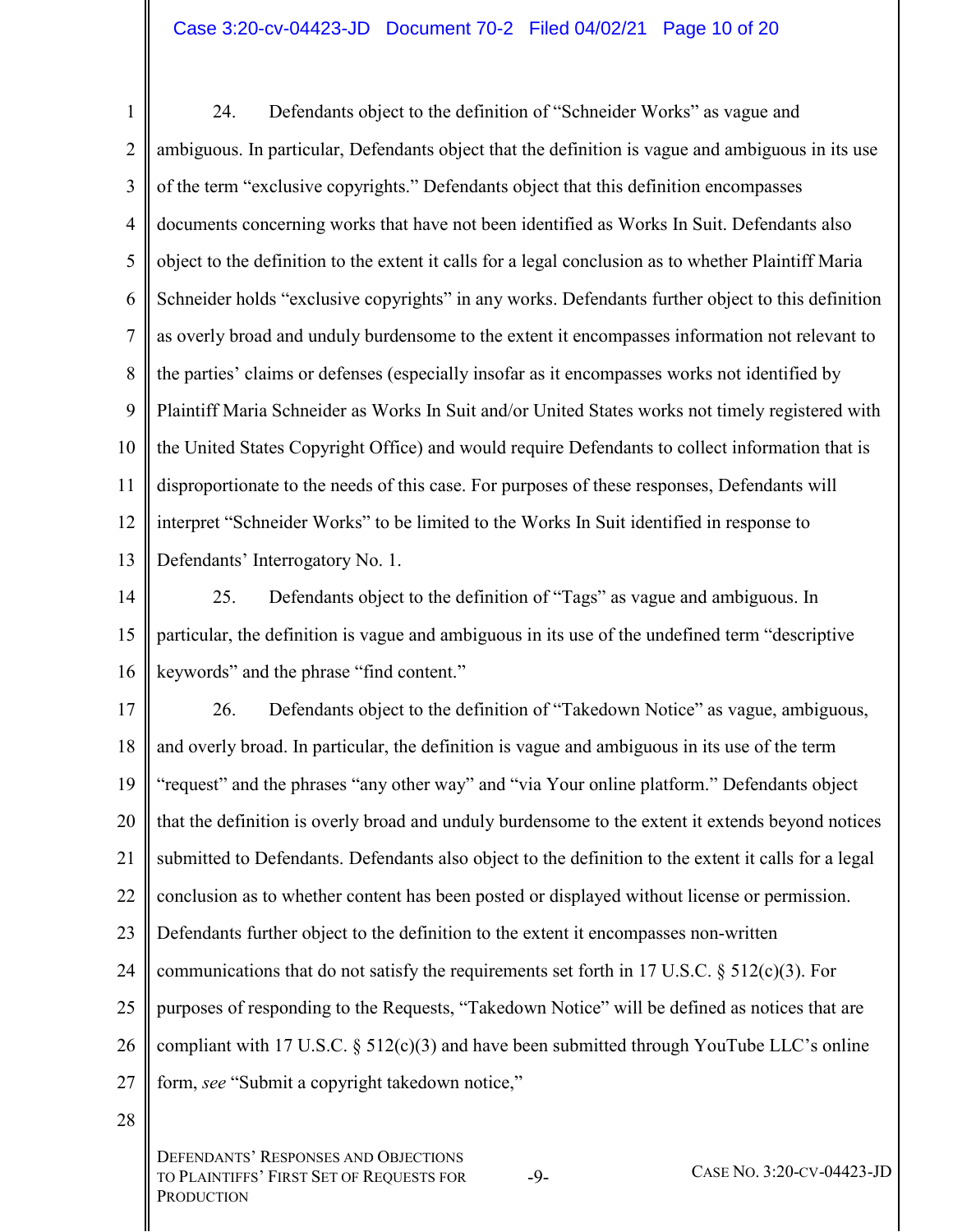24. Defendants object to the definition of "Schneider Works" as vague and ambiguous. In particular, Defendants object that the definition is vague and ambiguous in its use of the term "exclusive copyrights." Defendants object that this definition encompasses documents concerning works that have not been identified as Works In Suit. Defendants also object to the definition to the extent it calls for a legal conclusion as to whether Plaintiff Maria Schneider holds "exclusive copyrights" in any works. Defendants further object to this definition as overly broad and unduly burdensome to the extent it encompasses information not relevant to the parties' claims or defenses (especially insofar as it encompasses works not identified by Plaintiff Maria Schneider as Works In Suit and/or United States works not timely registered with the United States Copyright Office) and would require Defendants to collect information that is disproportionate to the needs of this case. For purposes of these responses, Defendants will interpret "Schneider Works" to be limited to the Works In Suit identified in response to Defendants' Interrogatory No. 1.

25. Defendants object to the definition of "Tags" as vague and ambiguous. In particular, the definition is vague and ambiguous in its use of the undefined term "descriptive keywords" and the phrase "find content."

26. Defendants object to the definition of "Takedown Notice" as vague, ambiguous, and overly broad. In particular, the definition is vague and ambiguous in its use of the term "request" and the phrases "any other way" and "via Your online platform." Defendants object that the definition is overly broad and unduly burdensome to the extent it extends beyond notices submitted to Defendants. Defendants also object to the definition to the extent it calls for a legal conclusion as to whether content has been posted or displayed without license or permission. Defendants further object to the definition to the extent it encompasses non-written communications that do not satisfy the requirements set forth in 17 U.S.C. § 512(c)(3). For purposes of responding to the Requests, "Takedown Notice" will be defined as notices that are compliant with 17 U.S.C. § 512(c)(3) and have been submitted through YouTube LLC's online form, *see* "Submit a copyright takedown notice,"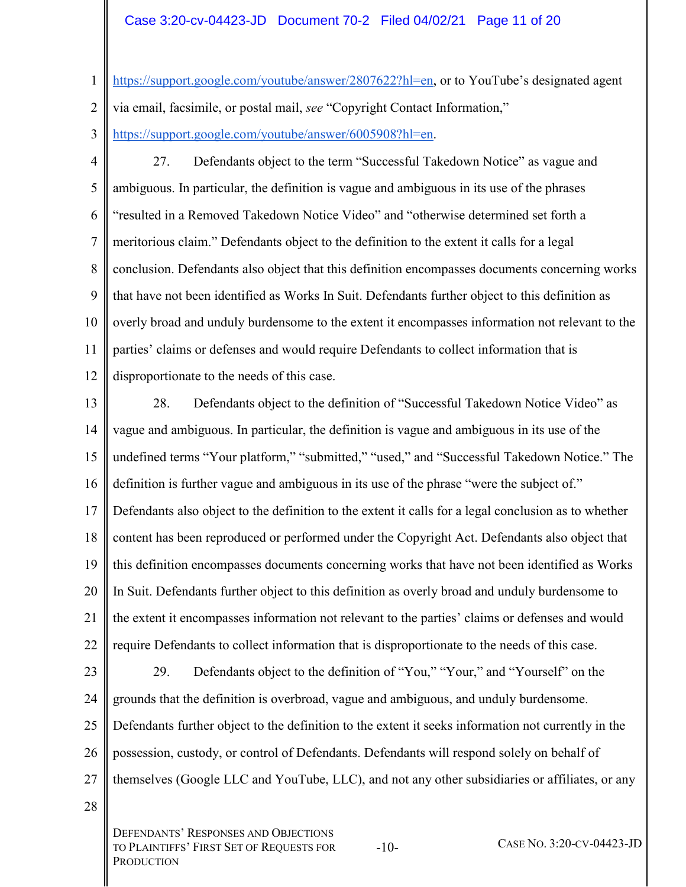https://support.google.com/youtube/answer/2807622?hl=en, or to YouTube's designated agent via email, facsimile, or postal mail, *see* "Copyright Contact Information," https://support.google.com/youtube/answer/6005908?hl=en.

27. Defendants object to the term "Successful Takedown Notice" as vague and ambiguous. In particular, the definition is vague and ambiguous in its use of the phrases "resulted in a Removed Takedown Notice Video" and "otherwise determined set forth a meritorious claim." Defendants object to the definition to the extent it calls for a legal conclusion. Defendants also object that this definition encompasses documents concerning works that have not been identified as Works In Suit. Defendants further object to this definition as overly broad and unduly burdensome to the extent it encompasses information not relevant to the parties' claims or defenses and would require Defendants to collect information that is disproportionate to the needs of this case.

28. Defendants object to the definition of "Successful Takedown Notice Video" as vague and ambiguous. In particular, the definition is vague and ambiguous in its use of the undefined terms "Your platform," "submitted," "used," and "Successful Takedown Notice." The definition is further vague and ambiguous in its use of the phrase "were the subject of." Defendants also object to the definition to the extent it calls for a legal conclusion as to whether content has been reproduced or performed under the Copyright Act. Defendants also object that this definition encompasses documents concerning works that have not been identified as Works In Suit. Defendants further object to this definition as overly broad and unduly burdensome to the extent it encompasses information not relevant to the parties' claims or defenses and would require Defendants to collect information that is disproportionate to the needs of this case.

29. Defendants object to the definition of "You," "Your," and "Yourself" on the grounds that the definition is overbroad, vague and ambiguous, and unduly burdensome. Defendants further object to the definition to the extent it seeks information not currently in the possession, custody, or control of Defendants. Defendants will respond solely on behalf of themselves (Google LLC and YouTube, LLC), and not any other subsidiaries or affiliates, or any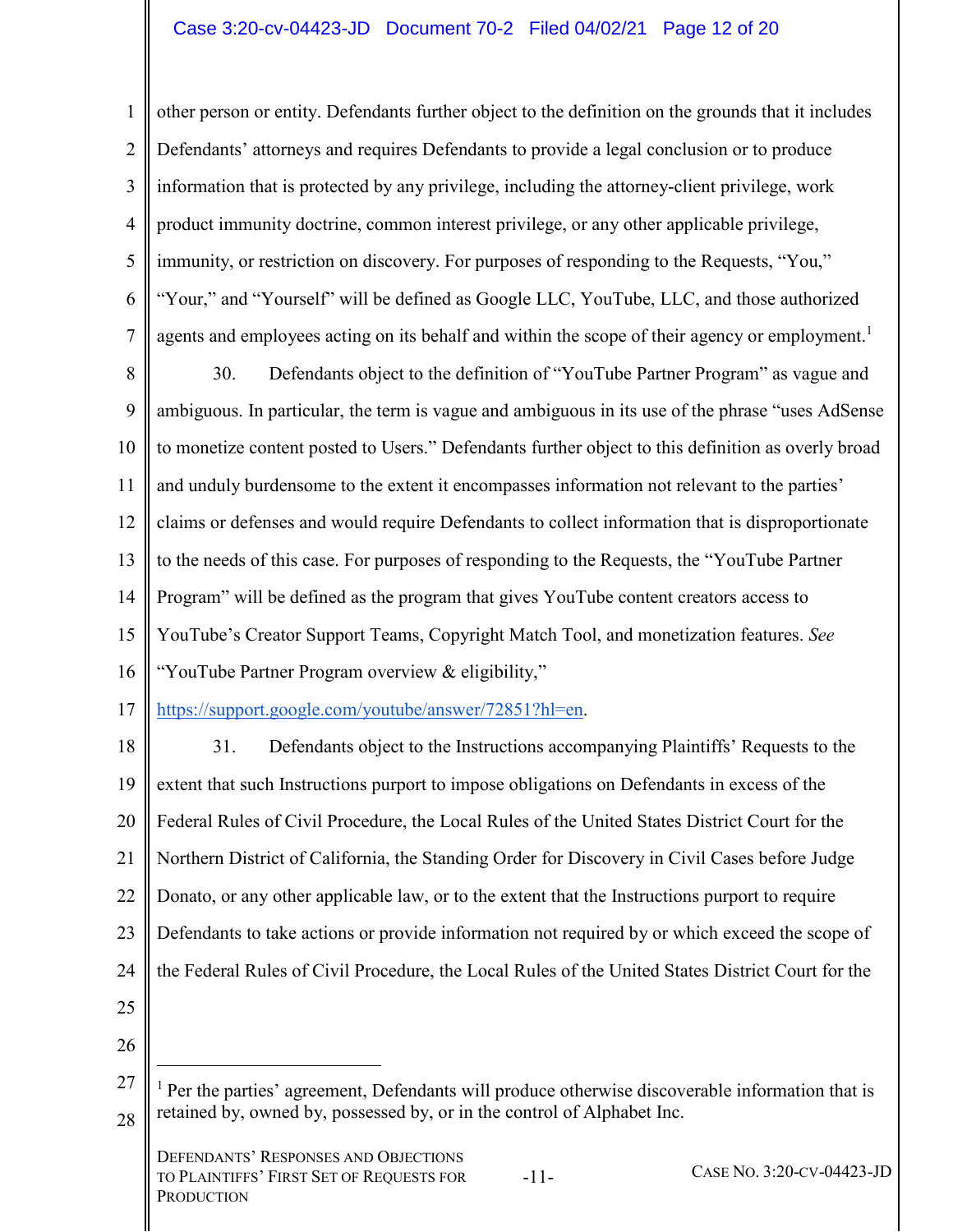other person or entity. Defendants further object to the definition on the grounds that it includes Defendants' attorneys and requires Defendants to provide a legal conclusion or to produce information that is protected by any privilege, including the attorney-client privilege, work product immunity doctrine, common interest privilege, or any other applicable privilege, immunity, or restriction on discovery. For purposes of responding to the Requests, "You," "Your," and "Yourself" will be defined as Google LLC, YouTube, LLC, and those authorized agents and employees acting on its behalf and within the scope of their agency or employment.[1]

30. Defendants object to the definition of "YouTube Partner Program" as vague and ambiguous. In particular, the term is vague and ambiguous in its use of the phrase "uses AdSense to monetize content posted to Users." Defendants further object to this definition as overly broad and unduly burdensome to the extent it encompasses information not relevant to the parties' claims or defenses and would require Defendants to collect information that is disproportionate to the needs of this case. For purposes of responding to the Requests, the "YouTube Partner Program" will be defined as the program that gives YouTube content creators access to YouTube's Creator Support Teams, Copyright Match Tool, and monetization features. *See* "YouTube Partner Program overview & eligibility," https://support.google.com/youtube/answer/72851?hl=en.

31. Defendants object to the Instructions accompanying Plaintiffs' Requests to the extent that such Instructions purport to impose obligations on Defendants in excess of the Federal Rules of Civil Procedure, the Local Rules of the United States District Court for the Northern District of California, the Standing Order for Discovery in Civil Cases before Judge Donato, or any other applicable law, or to the extent that the Instructions purport to require Defendants to take actions or provide information not required by or which exceed the scope of the Federal Rules of Civil Procedure, the Local Rules of the United States District Court for the

---

[1] Per the parties' agreement, Defendants will produce otherwise discoverable information that is retained by, owned by, possessed by, or in the control of Alphabet Inc.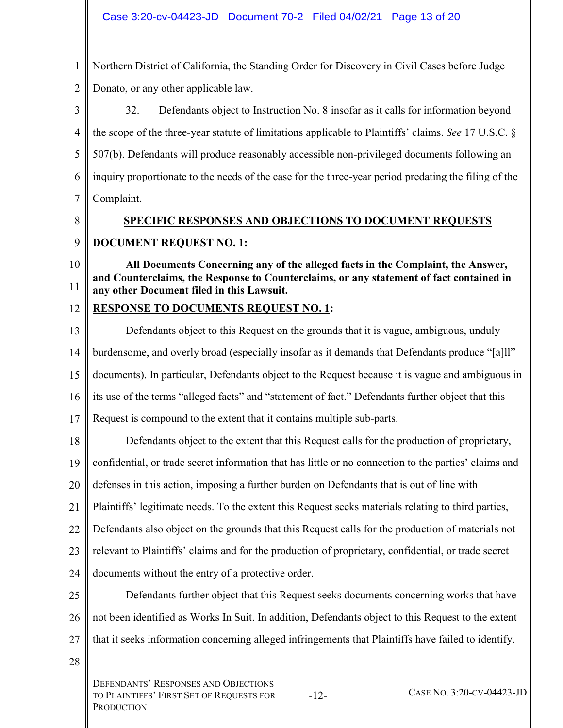Northern District of California, the Standing Order for Discovery in Civil Cases before Judge Donato, or any other applicable law.

32. Defendants object to Instruction No. 8 insofar as it calls for information beyond the scope of the three-year statute of limitations applicable to Plaintiffs' claims. *See* 17 U.S.C. § 507(b). Defendants will produce reasonably accessible non-privileged documents following an inquiry proportionate to the needs of the case for the three-year period predating the filing of the Complaint.

## SPECIFIC RESPONSES AND OBJECTIONS TO DOCUMENT REQUESTS

**DOCUMENT REQUEST NO. 1:**

**All Documents Concerning any of the alleged facts in the Complaint, the Answer, and Counterclaims, the Response to Counterclaims, or any statement of fact contained in any other Document filed in this Lawsuit.**

**RESPONSE TO DOCUMENTS REQUEST NO. 1:**

Defendants object to this Request on the grounds that it is vague, ambiguous, unduly burdensome, and overly broad (especially insofar as it demands that Defendants produce "[a]ll" documents). In particular, Defendants object to the Request because it is vague and ambiguous in its use of the terms "alleged facts" and "statement of fact." Defendants further object that this Request is compound to the extent that it contains multiple sub-parts.

Defendants object to the extent that this Request calls for the production of proprietary, confidential, or trade secret information that has little or no connection to the parties' claims and defenses in this action, imposing a further burden on Defendants that is out of line with Plaintiffs' legitimate needs. To the extent this Request seeks materials relating to third parties, Defendants also object on the grounds that this Request calls for the production of materials not relevant to Plaintiffs' claims and for the production of proprietary, confidential, or trade secret documents without the entry of a protective order.

Defendants further object that this Request seeks documents concerning works that have not been identified as Works In Suit. In addition, Defendants object to this Request to the extent that it seeks information concerning alleged infringements that Plaintiffs have failed to identify.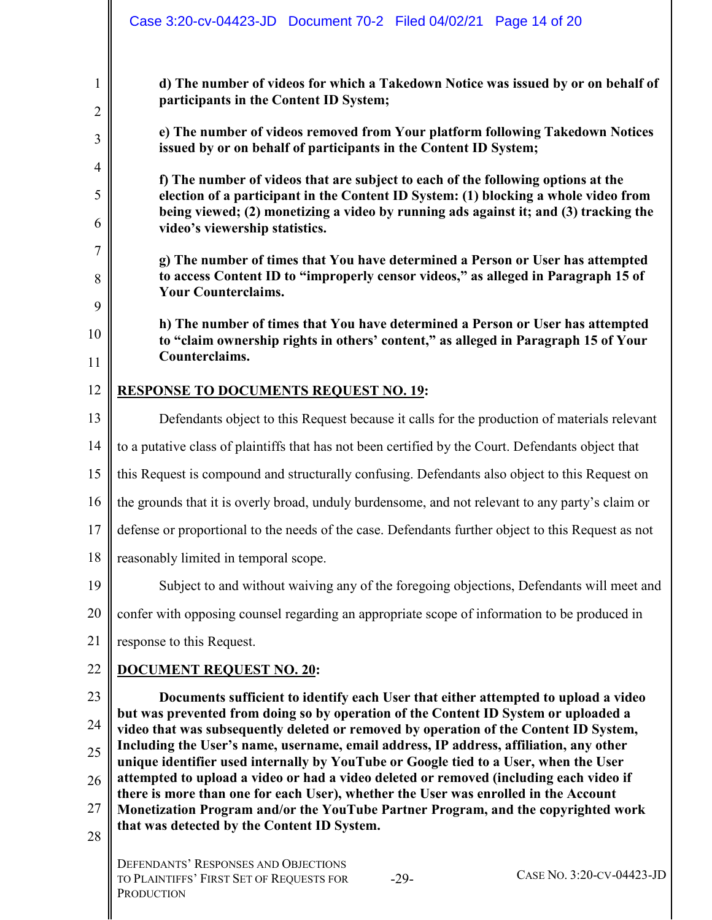**d) The number of videos for which a Takedown Notice was issued by or on behalf of participants in the Content ID System;**

**e) The number of videos removed from Your platform following Takedown Notices issued by or on behalf of participants in the Content ID System;**

**f) The number of videos that are subject to each of the following options at the election of a participant in the Content ID System: (1) blocking a whole video from being viewed; (2) monetizing a video by running ads against it; and (3) tracking the video's viewership statistics.**

**g) The number of times that You have determined a Person or User has attempted to access Content ID to "improperly censor videos," as alleged in Paragraph 15 of Your Counterclaims.**

**h) The number of times that You have determined a Person or User has attempted to "claim ownership rights in others' content," as alleged in Paragraph 15 of Your Counterclaims.**

**RESPONSE TO DOCUMENTS REQUEST NO. 19:**

Defendants object to this Request because it calls for the production of materials relevant to a putative class of plaintiffs that has not been certified by the Court. Defendants object that this Request is compound and structurally confusing. Defendants also object to this Request on the grounds that it is overly broad, unduly burdensome, and not relevant to any party's claim or defense or proportional to the needs of the case. Defendants further object to this Request as not reasonably limited in temporal scope.

Subject to and without waiving any of the foregoing objections, Defendants will meet and confer with opposing counsel regarding an appropriate scope of information to be produced in response to this Request.

**DOCUMENT REQUEST NO. 20:**

**Documents sufficient to identify each User that either attempted to upload a video but was prevented from doing so by operation of the Content ID System or uploaded a video that was subsequently deleted or removed by operation of the Content ID System, Including the User's name, username, email address, IP address, affiliation, any other unique identifier used internally by YouTube or Google tied to a User, when the User attempted to upload a video or had a video deleted or removed (including each video if there is more than one for each User), whether the User was enrolled in the Account Monetization Program and/or the YouTube Partner Program, and the copyrighted work that was detected by the Content ID System.**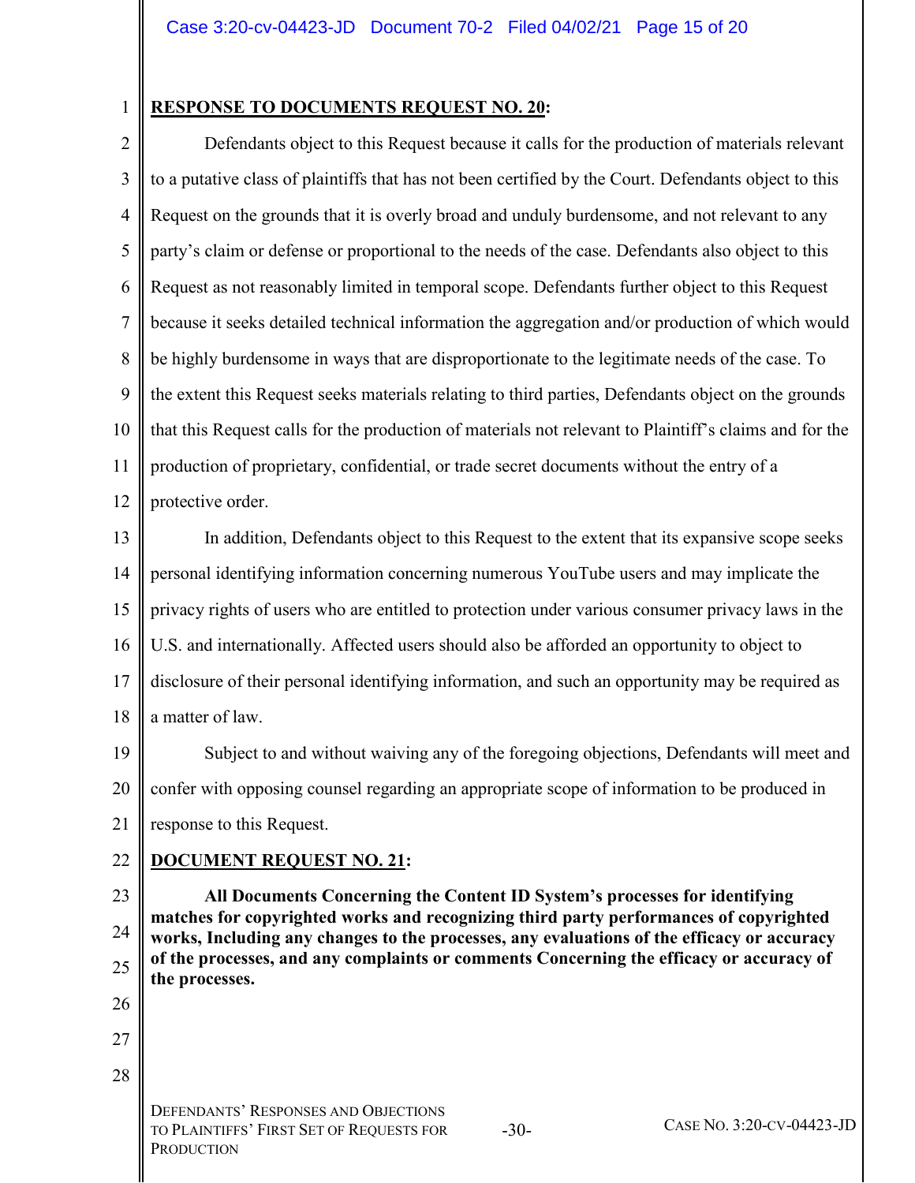**RESPONSE TO DOCUMENTS REQUEST NO. 20:**

Defendants object to this Request because it calls for the production of materials relevant to a putative class of plaintiffs that has not been certified by the Court. Defendants object to this Request on the grounds that it is overly broad and unduly burdensome, and not relevant to any party's claim or defense or proportional to the needs of the case. Defendants also object to this Request as not reasonably limited in temporal scope. Defendants further object to this Request because it seeks detailed technical information the aggregation and/or production of which would be highly burdensome in ways that are disproportionate to the legitimate needs of the case. To the extent this Request seeks materials relating to third parties, Defendants object on the grounds that this Request calls for the production of materials not relevant to Plaintiff's claims and for the production of proprietary, confidential, or trade secret documents without the entry of a protective order.

In addition, Defendants object to this Request to the extent that its expansive scope seeks personal identifying information concerning numerous YouTube users and may implicate the privacy rights of users who are entitled to protection under various consumer privacy laws in the U.S. and internationally. Affected users should also be afforded an opportunity to object to disclosure of their personal identifying information, and such an opportunity may be required as a matter of law.

Subject to and without waiving any of the foregoing objections, Defendants will meet and confer with opposing counsel regarding an appropriate scope of information to be produced in response to this Request.

**DOCUMENT REQUEST NO. 21:**

**All Documents Concerning the Content ID System's processes for identifying matches for copyrighted works and recognizing third party performances of copyrighted works, Including any changes to the processes, any evaluations of the efficacy or accuracy of the processes, and any complaints or comments Concerning the efficacy or accuracy of the processes.**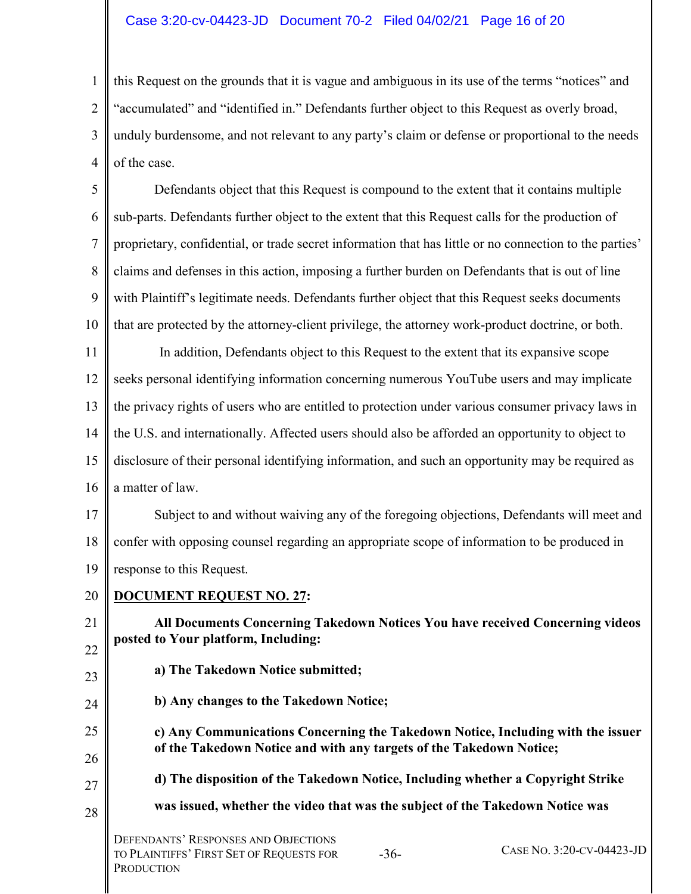this Request on the grounds that it is vague and ambiguous in its use of the terms "notices" and "accumulated" and "identified in." Defendants further object to this Request as overly broad, unduly burdensome, and not relevant to any party's claim or defense or proportional to the needs of the case.

Defendants object that this Request is compound to the extent that it contains multiple sub-parts. Defendants further object to the extent that this Request calls for the production of proprietary, confidential, or trade secret information that has little or no connection to the parties' claims and defenses in this action, imposing a further burden on Defendants that is out of line with Plaintiff's legitimate needs. Defendants further object that this Request seeks documents that are protected by the attorney-client privilege, the attorney work-product doctrine, or both.

In addition, Defendants object to this Request to the extent that its expansive scope seeks personal identifying information concerning numerous YouTube users and may implicate the privacy rights of users who are entitled to protection under various consumer privacy laws in the U.S. and internationally. Affected users should also be afforded an opportunity to object to disclosure of their personal identifying information, and such an opportunity may be required as a matter of law.

Subject to and without waiving any of the foregoing objections, Defendants will meet and confer with opposing counsel regarding an appropriate scope of information to be produced in response to this Request.

**DOCUMENT REQUEST NO. 27:**

**All Documents Concerning Takedown Notices You have received Concerning videos posted to Your platform, Including:**

**a) The Takedown Notice submitted;**

**b) Any changes to the Takedown Notice;**

**c) Any Communications Concerning the Takedown Notice, Including with the issuer of the Takedown Notice and with any targets of the Takedown Notice;**

**d) The disposition of the Takedown Notice, Including whether a Copyright Strike was issued, whether the video that was the subject of the Takedown Notice was**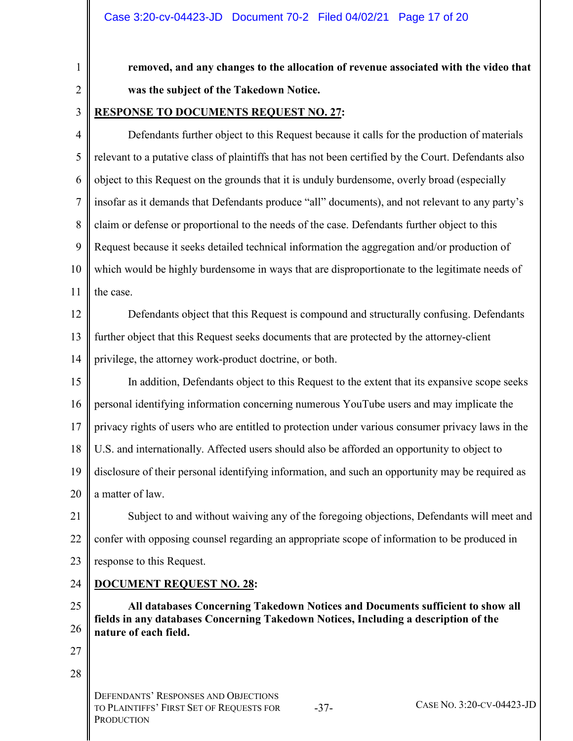**removed, and any changes to the allocation of revenue associated with the video that was the subject of the Takedown Notice.**

**RESPONSE TO DOCUMENTS REQUEST NO. 27:**

Defendants further object to this Request because it calls for the production of materials relevant to a putative class of plaintiffs that has not been certified by the Court. Defendants also object to this Request on the grounds that it is unduly burdensome, overly broad (especially insofar as it demands that Defendants produce "all" documents), and not relevant to any party's claim or defense or proportional to the needs of the case. Defendants further object to this Request because it seeks detailed technical information the aggregation and/or production of which would be highly burdensome in ways that are disproportionate to the legitimate needs of the case.

Defendants object that this Request is compound and structurally confusing. Defendants further object that this Request seeks documents that are protected by the attorney-client privilege, the attorney work-product doctrine, or both.

In addition, Defendants object to this Request to the extent that its expansive scope seeks personal identifying information concerning numerous YouTube users and may implicate the privacy rights of users who are entitled to protection under various consumer privacy laws in the U.S. and internationally. Affected users should also be afforded an opportunity to object to disclosure of their personal identifying information, and such an opportunity may be required as a matter of law.

Subject to and without waiving any of the foregoing objections, Defendants will meet and confer with opposing counsel regarding an appropriate scope of information to be produced in response to this Request.

**DOCUMENT REQUEST NO. 28:**

**All databases Concerning Takedown Notices and Documents sufficient to show all fields in any databases Concerning Takedown Notices, Including a description of the nature of each field.**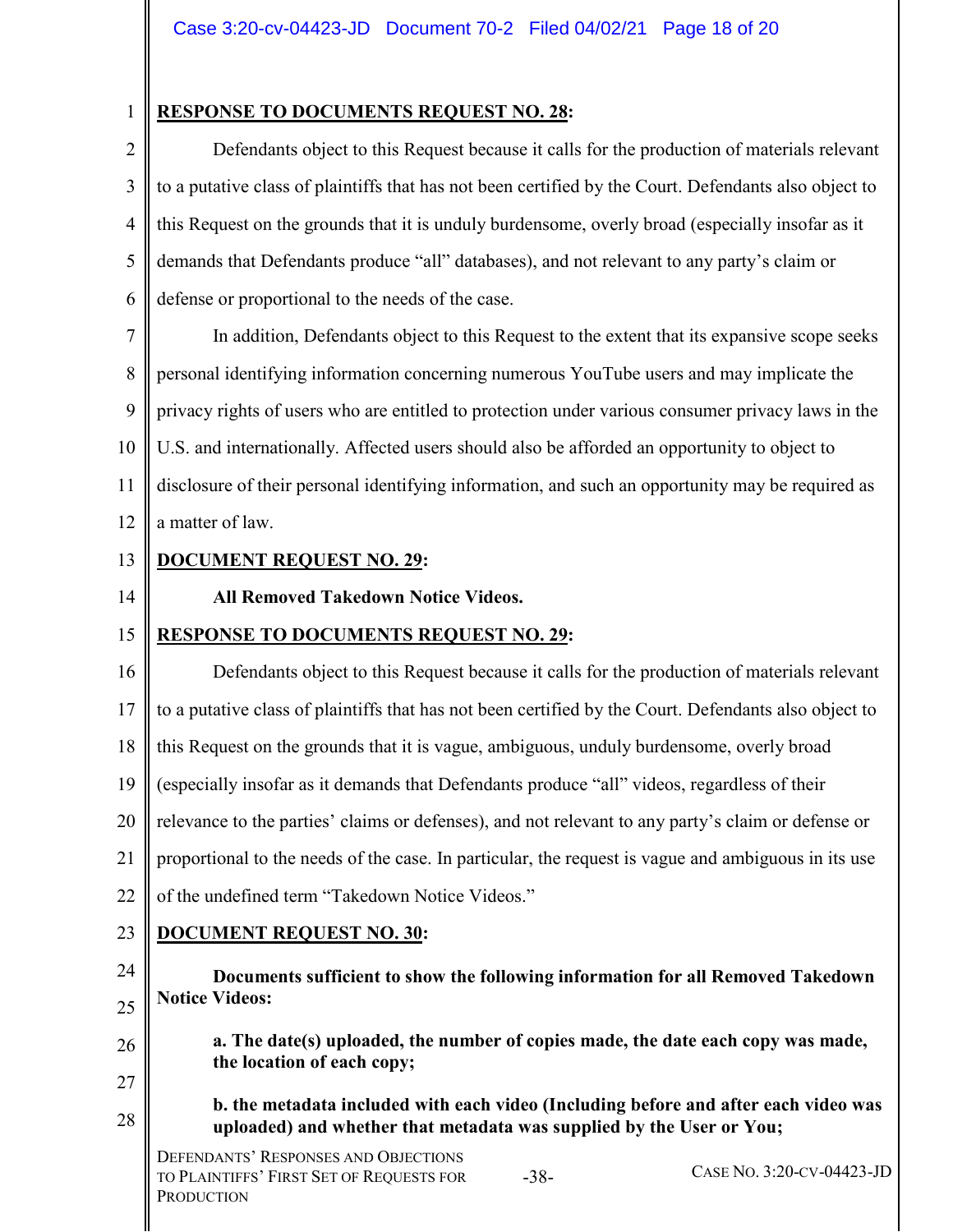**RESPONSE TO DOCUMENTS REQUEST NO. 28:**

Defendants object to this Request because it calls for the production of materials relevant to a putative class of plaintiffs that has not been certified by the Court. Defendants also object to this Request on the grounds that it is unduly burdensome, overly broad (especially insofar as it demands that Defendants produce "all" databases), and not relevant to any party's claim or defense or proportional to the needs of the case.

In addition, Defendants object to this Request to the extent that its expansive scope seeks personal identifying information concerning numerous YouTube users and may implicate the privacy rights of users who are entitled to protection under various consumer privacy laws in the U.S. and internationally. Affected users should also be afforded an opportunity to object to disclosure of their personal identifying information, and such an opportunity may be required as a matter of law.

**DOCUMENT REQUEST NO. 29:**

**All Removed Takedown Notice Videos.**

**RESPONSE TO DOCUMENTS REQUEST NO. 29:**

Defendants object to this Request because it calls for the production of materials relevant to a putative class of plaintiffs that has not been certified by the Court. Defendants also object to this Request on the grounds that it is vague, ambiguous, unduly burdensome, overly broad (especially insofar as it demands that Defendants produce "all" videos, regardless of their relevance to the parties' claims or defenses), and not relevant to any party's claim or defense or proportional to the needs of the case. In particular, the request is vague and ambiguous in its use of the undefined term "Takedown Notice Videos."

**DOCUMENT REQUEST NO. 30:**

**Documents sufficient to show the following information for all Removed Takedown Notice Videos:**

**a. The date(s) uploaded, the number of copies made, the date each copy was made, the location of each copy;**

**b. the metadata included with each video (Including before and after each video was uploaded) and whether that metadata was supplied by the User or You;**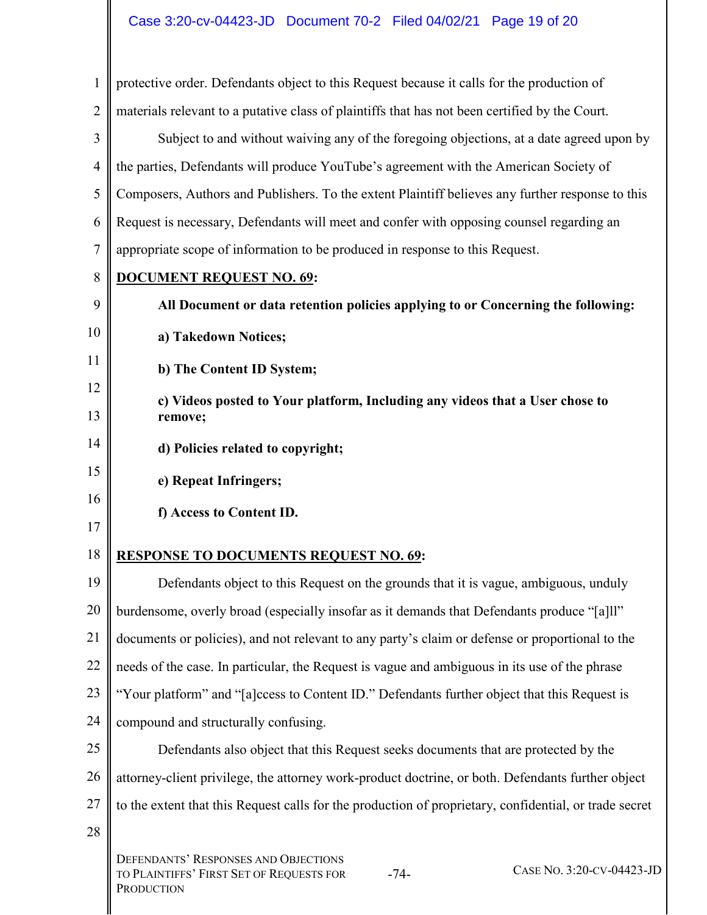protective order. Defendants object to this Request because it calls for the production of materials relevant to a putative class of plaintiffs that has not been certified by the Court.

Subject to and without waiving any of the foregoing objections, at a date agreed upon by the parties, Defendants will produce YouTube's agreement with the American Society of Composers, Authors and Publishers. To the extent Plaintiff believes any further response to this Request is necessary, Defendants will meet and confer with opposing counsel regarding an appropriate scope of information to be produced in response to this Request.

**DOCUMENT REQUEST NO. 69:**

**All Document or data retention policies applying to or Concerning the following:**

**a) Takedown Notices;**

**b) The Content ID System;**

**c) Videos posted to Your platform, Including any videos that a User chose to remove;**

**d) Policies related to copyright;**

**e) Repeat Infringers;**

**f) Access to Content ID.**

**RESPONSE TO DOCUMENTS REQUEST NO. 69:**

Defendants object to this Request on the grounds that it is vague, ambiguous, unduly burdensome, overly broad (especially insofar as it demands that Defendants produce "[a]ll" documents or policies), and not relevant to any party's claim or defense or proportional to the needs of the case. In particular, the Request is vague and ambiguous in its use of the phrase "Your platform" and "[a]ccess to Content ID." Defendants further object that this Request is compound and structurally confusing.

Defendants also object that this Request seeks documents that are protected by the attorney-client privilege, the attorney work-product doctrine, or both. Defendants further object to the extent that this Request calls for the production of proprietary, confidential, or trade secret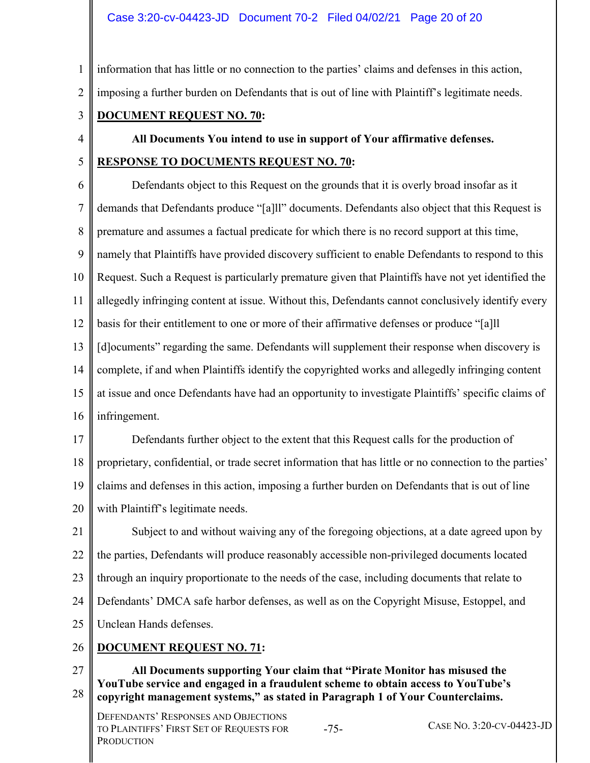information that has little or no connection to the parties' claims and defenses in this action, imposing a further burden on Defendants that is out of line with Plaintiff's legitimate needs.

**DOCUMENT REQUEST NO. 70:**

**All Documents You intend to use in support of Your affirmative defenses.**

**RESPONSE TO DOCUMENTS REQUEST NO. 70:**

Defendants object to this Request on the grounds that it is overly broad insofar as it demands that Defendants produce "[a]ll" documents. Defendants also object that this Request is premature and assumes a factual predicate for which there is no record support at this time, namely that Plaintiffs have provided discovery sufficient to enable Defendants to respond to this Request. Such a Request is particularly premature given that Plaintiffs have not yet identified the allegedly infringing content at issue. Without this, Defendants cannot conclusively identify every basis for their entitlement to one or more of their affirmative defenses or produce "[a]ll [d]ocuments" regarding the same. Defendants will supplement their response when discovery is complete, if and when Plaintiffs identify the copyrighted works and allegedly infringing content at issue and once Defendants have had an opportunity to investigate Plaintiffs' specific claims of infringement.

Defendants further object to the extent that this Request calls for the production of proprietary, confidential, or trade secret information that has little or no connection to the parties' claims and defenses in this action, imposing a further burden on Defendants that is out of line with Plaintiff's legitimate needs.

Subject to and without waiving any of the foregoing objections, at a date agreed upon by the parties, Defendants will produce reasonably accessible non-privileged documents located through an inquiry proportionate to the needs of the case, including documents that relate to Defendants' DMCA safe harbor defenses, as well as on the Copyright Misuse, Estoppel, and Unclean Hands defenses.

**DOCUMENT REQUEST NO. 71:**

**All Documents supporting Your claim that "Pirate Monitor has misused the YouTube service and engaged in a fraudulent scheme to obtain access to YouTube's copyright management systems," as stated in Paragraph 1 of Your Counterclaims.**